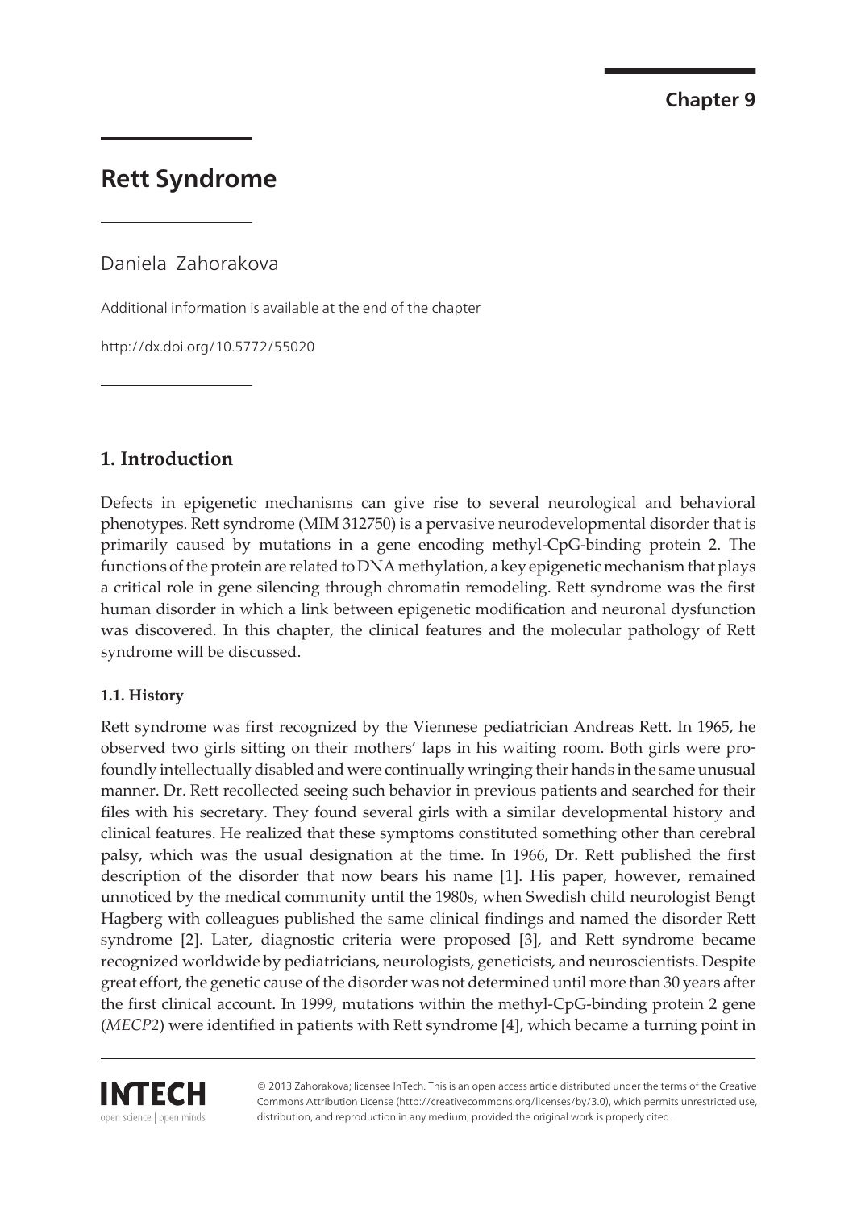Chapter 9

# Rett Syndrome

Daniela Zahorakova

Additional information is available at the end of the chapter

http://dx.doi.org/10.5772/55020

## 1. Introduction

Defects in epigenetic mechanisms can give rise to several neurological and behavioral phenotypes. Rett syndrome (MIM 312750) is a pervasive neurodevelopmental disorder that is primarily caused by mutations in a gene encoding methyl-CpG-binding protein 2. The functions of the protein are related to DNA methylation, a key epigenetic mechanism that plays a critical role in gene silencing through chromatin remodeling. Rett syndrome was the first human disorder in which a link between epigenetic modification and neuronal dysfunction was discovered. In this chapter, the clinical features and the molecular pathology of Rett syndrome will be discussed.

### 1.1. History

Rett syndrome was first recognized by the Viennese pediatrician Andreas Rett. In 1965, he observed two girls sitting on their mothers' laps in his waiting room. Both girls were profoundly intellectually disabled and were continually wringing their hands in the same unusual manner. Dr. Rett recollected seeing such behavior in previous patients and searched for their files with his secretary. They found several girls with a similar developmental history and clinical features. He realized that these symptoms constituted something other than cerebral palsy, which was the usual designation at the time. In 1966, Dr. Rett published the first description of the disorder that now bears his name [1]. His paper, however, remained unnoticed by the medical community until the 1980s, when Swedish child neurologist Bengt Hagberg with colleagues published the same clinical findings and named the disorder Rett syndrome [2]. Later, diagnostic criteria were proposed [3], and Rett syndrome became recognized worldwide by pediatricians, neurologists, geneticists, and neuroscientists. Despite great effort, the genetic cause of the disorder was not determined until more than 30 years after the first clinical account. In 1999, mutations within the methyl-CpG-binding protein 2 gene (*MECP2*) were identified in patients with Rett syndrome [4], which became a turning point in

© 2013 Zahorakova; licensee InTech. This is an open access article distributed under the terms of the Creative Commons Attribution License (http://creativecommons.org/licenses/by/3.0), which permits unrestricted use, distribution, and reproduction in any medium, provided the original work is properly cited.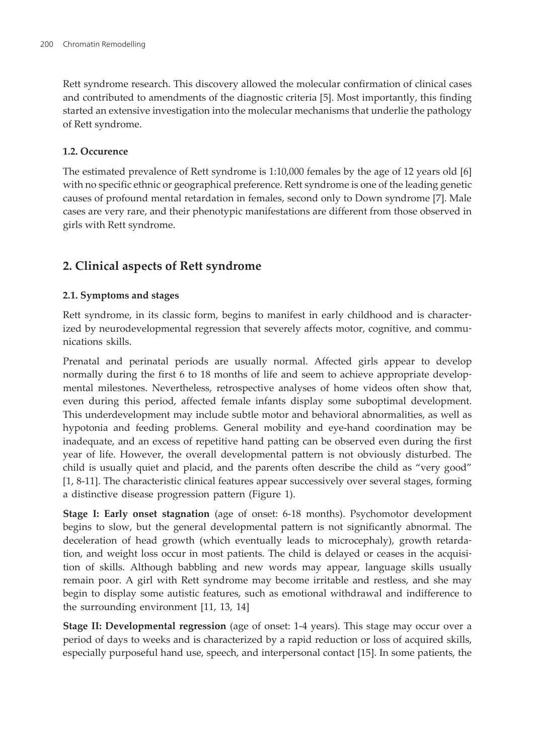Rett syndrome research. This discovery allowed the molecular confirmation of clinical cases and contributed to amendments of the diagnostic criteria [5]. Most importantly, this finding started an extensive investigation into the molecular mechanisms that underlie the pathology of Rett syndrome.

### 1.2. Occurence

The estimated prevalence of Rett syndrome is 1:10,000 females by the age of 12 years old [6] with no specific ethnic or geographical preference. Rett syndrome is one of the leading genetic causes of profound mental retardation in females, second only to Down syndrome [7]. Male cases are very rare, and their phenotypic manifestations are different from those observed in girls with Rett syndrome.

## 2. Clinical aspects of Rett syndrome

### 2.1. Symptoms and stages

Rett syndrome, in its classic form, begins to manifest in early childhood and is characterized by neurodevelopmental regression that severely affects motor, cognitive, and communications skills.

Prenatal and perinatal periods are usually normal. Affected girls appear to develop normally during the first 6 to 18 months of life and seem to achieve appropriate developmental milestones. Nevertheless, retrospective analyses of home videos often show that, even during this period, affected female infants display some suboptimal development. This underdevelopment may include subtle motor and behavioral abnormalities, as well as hypotonia and feeding problems. General mobility and eye-hand coordination may be inadequate, and an excess of repetitive hand patting can be observed even during the first year of life. However, the overall developmental pattern is not obviously disturbed. The child is usually quiet and placid, and the parents often describe the child as "very good" [1, 8-11]. The characteristic clinical features appear successively over several stages, forming a distinctive disease progression pattern (Figure 1).

**Stage I: Early onset stagnation** (age of onset: 6-18 months). Psychomotor development begins to slow, but the general developmental pattern is not significantly abnormal. The deceleration of head growth (which eventually leads to microcephaly), growth retardation, and weight loss occur in most patients. The child is delayed or ceases in the acquisition of skills. Although babbling and new words may appear, language skills usually remain poor. A girl with Rett syndrome may become irritable and restless, and she may begin to display some autistic features, such as emotional withdrawal and indifference to the surrounding environment [11, 13, 14]

**Stage II: Developmental regression** (age of onset: 1-4 years). This stage may occur over a period of days to weeks and is characterized by a rapid reduction or loss of acquired skills, especially purposeful hand use, speech, and interpersonal contact [15]. In some patients, the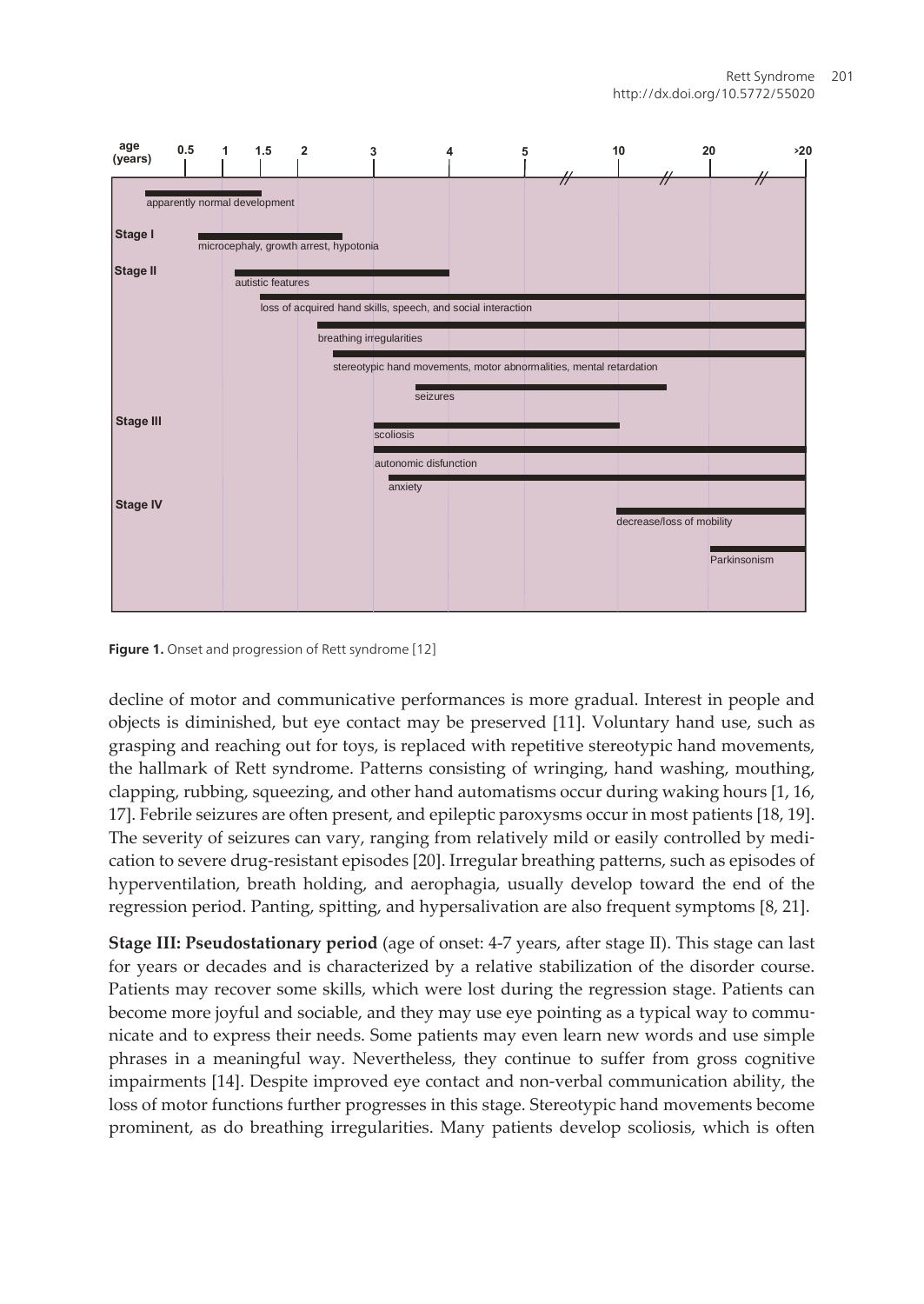**Figure 1.** Onset and progression of Rett syndrome [12]

decline of motor and communicative performances is more gradual. Interest in people and objects is diminished, but eye contact may be preserved [11]. Voluntary hand use, such as grasping and reaching out for toys, is replaced with repetitive stereotypic hand movements, the hallmark of Rett syndrome. Patterns consisting of wringing, hand washing, mouthing, clapping, rubbing, squeezing, and other hand automatisms occur during waking hours [1, 16, 17]. Febrile seizures are often present, and epileptic paroxysms occur in most patients [18, 19]. The severity of seizures can vary, ranging from relatively mild or easily controlled by medication to severe drug-resistant episodes [20]. Irregular breathing patterns, such as episodes of hyperventilation, breath holding, and aerophagia, usually develop toward the end of the regression period. Panting, spitting, and hypersalivation are also frequent symptoms [8, 21].

**Stage III: Pseudostationary period** (age of onset: 4-7 years, after stage II). This stage can last for years or decades and is characterized by a relative stabilization of the disorder course. Patients may recover some skills, which were lost during the regression stage. Patients can become more joyful and sociable, and they may use eye pointing as a typical way to communicate and to express their needs. Some patients may even learn new words and use simple phrases in a meaningful way. Nevertheless, they continue to suffer from gross cognitive impairments [14]. Despite improved eye contact and non-verbal communication ability, the loss of motor functions further progresses in this stage. Stereotypic hand movements become prominent, as do breathing irregularities. Many patients develop scoliosis, which is often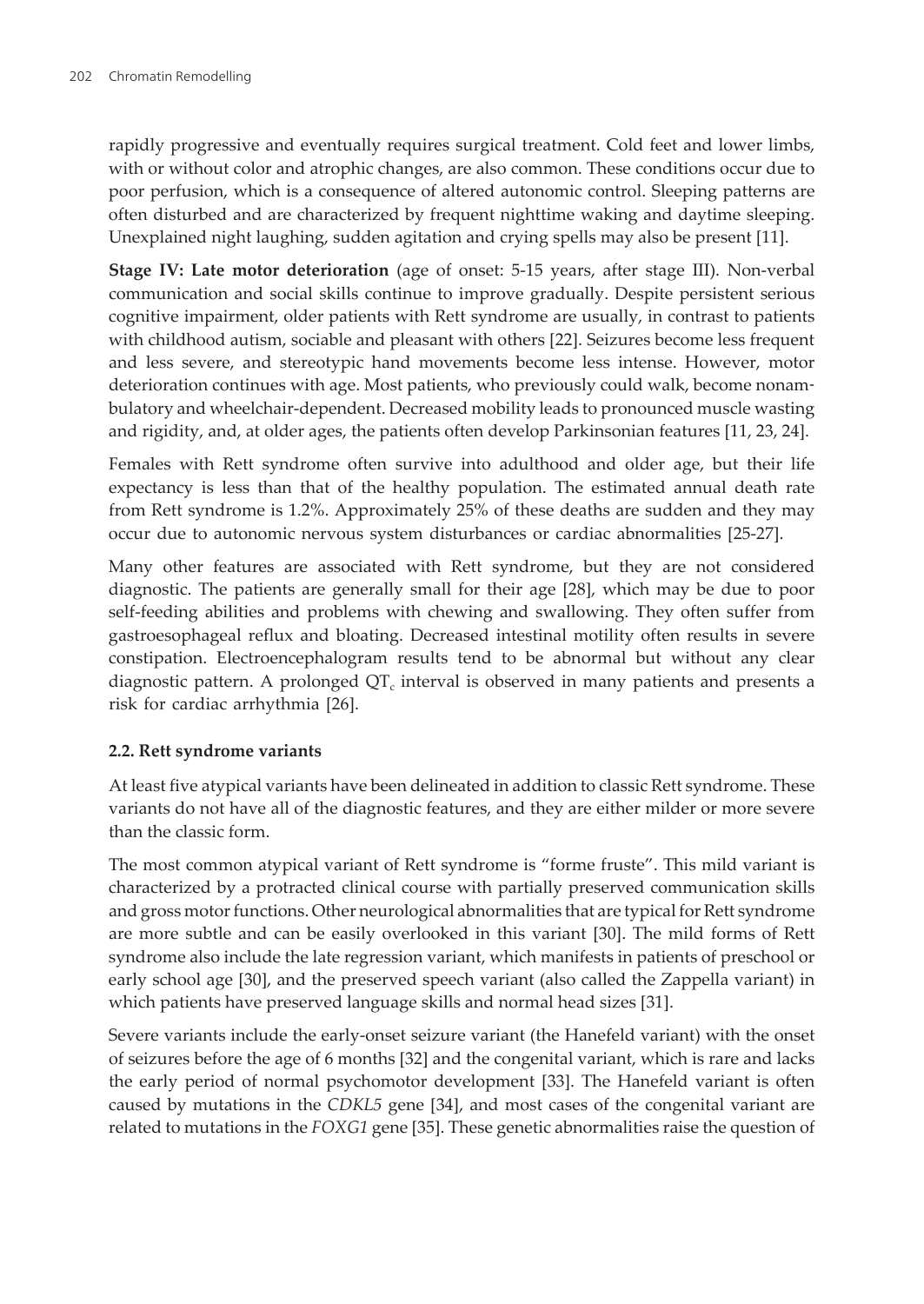rapidly progressive and eventually requires surgical treatment. Cold feet and lower limbs, with or without color and atrophic changes, are also common. These conditions occur due to poor perfusion, which is a consequence of altered autonomic control. Sleeping patterns are often disturbed and are characterized by frequent nighttime waking and daytime sleeping. Unexplained night laughing, sudden agitation and crying spells may also be present [11].

**Stage IV: Late motor deterioration** (age of onset: 5-15 years, after stage III). Non-verbal communication and social skills continue to improve gradually. Despite persistent serious cognitive impairment, older patients with Rett syndrome are usually, in contrast to patients with childhood autism, sociable and pleasant with others [22]. Seizures become less frequent and less severe, and stereotypic hand movements become less intense. However, motor deterioration continues with age. Most patients, who previously could walk, become nonambulatory and wheelchair-dependent. Decreased mobility leads to pronounced muscle wasting and rigidity, and, at older ages, the patients often develop Parkinsonian features [11, 23, 24].

Females with Rett syndrome often survive into adulthood and older age, but their life expectancy is less than that of the healthy population. The estimated annual death rate from Rett syndrome is 1.2%. Approximately 25% of these deaths are sudden and they may occur due to autonomic nervous system disturbances or cardiac abnormalities [25-27].

Many other features are associated with Rett syndrome, but they are not considered diagnostic. The patients are generally small for their age [28], which may be due to poor self-feeding abilities and problems with chewing and swallowing. They often suffer from gastroesophageal reflux and bloating. Decreased intestinal motility often results in severe constipation. Electroencephalogram results tend to be abnormal but without any clear diagnostic pattern. A prolonged $QT_c$ interval is observed in many patients and presents a risk for cardiac arrhythmia [26].

### 2.2. Rett syndrome variants

At least five atypical variants have been delineated in addition to classic Rett syndrome. These variants do not have all of the diagnostic features, and they are either milder or more severe than the classic form.

The most common atypical variant of Rett syndrome is "forme fruste". This mild variant is characterized by a protracted clinical course with partially preserved communication skills and gross motor functions. Other neurological abnormalities that are typical for Rett syndrome are more subtle and can be easily overlooked in this variant [30]. The mild forms of Rett syndrome also include the late regression variant, which manifests in patients of preschool or early school age [30], and the preserved speech variant (also called the Zappella variant) in which patients have preserved language skills and normal head sizes [31].

Severe variants include the early-onset seizure variant (the Hanefeld variant) with the onset of seizures before the age of 6 months [32] and the congenital variant, which is rare and lacks the early period of normal psychomotor development [33]. The Hanefeld variant is often caused by mutations in the *CDKL5* gene [34], and most cases of the congenital variant are related to mutations in the *FOXG1* gene [35]. These genetic abnormalities raise the question of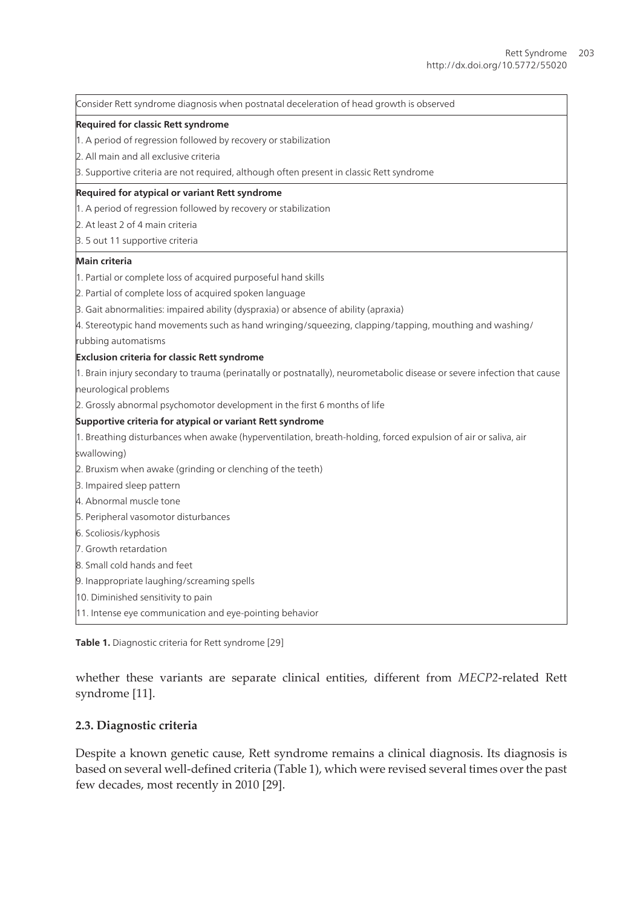| Consider Rett syndrome diagnosis when postnatal deceleration of head growth is observed |
|---|
| **Required for classic Rett syndrome** |
| 1. A period of regression followed by recovery or stabilization |
| 2. All main and all exclusive criteria |
| 3. Supportive criteria are not required, although often present in classic Rett syndrome |
| **Required for atypical or variant Rett syndrome** |
| 1. A period of regression followed by recovery or stabilization |
| 2. At least 2 of 4 main criteria |
| 3. 5 out 11 supportive criteria |
| **Main criteria** |
| 1. Partial or complete loss of acquired purposeful hand skills |
| 2. Partial of complete loss of acquired spoken language |
| 3. Gait abnormalities: impaired ability (dyspraxia) or absence of ability (apraxia) |
| 4. Stereotypic hand movements such as hand wringing/squeezing, clapping/tapping, mouthing and washing/rubbing automatisms |
| **Exclusion criteria for classic Rett syndrome** |
| 1. Brain injury secondary to trauma (perinatally or postnatally), neurometabolic disease or severe infection that cause neurological problems |
| 2. Grossly abnormal psychomotor development in the first 6 months of life |
| **Supportive criteria for atypical or variant Rett syndrome** |
| 1. Breathing disturbances when awake (hyperventilation, breath-holding, forced expulsion of air or saliva, air swallowing) |
| 2. Bruxism when awake (grinding or clenching of the teeth) |
| 3. Impaired sleep pattern |
| 4. Abnormal muscle tone |
| 5. Peripheral vasomotor disturbances |
| 6. Scoliosis/kyphosis |
| 7. Growth retardation |
| 8. Small cold hands and feet |
| 9. Inappropriate laughing/screaming spells |
| 10. Diminished sensitivity to pain |
| 11. Intense eye communication and eye-pointing behavior |

**Table 1.** Diagnostic criteria for Rett syndrome [29]

whether these variants are separate clinical entities, different from *MECP2*-related Rett syndrome [11].

### 2.3. Diagnostic criteria

Despite a known genetic cause, Rett syndrome remains a clinical diagnosis. Its diagnosis is based on several well-defined criteria (Table 1), which were revised several times over the past few decades, most recently in 2010 [29].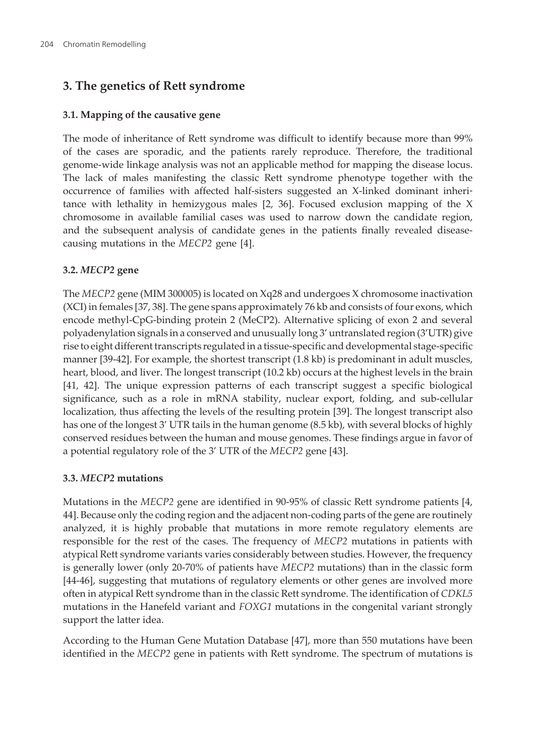## 3. The genetics of Rett syndrome

### 3.1. Mapping of the causative gene

The mode of inheritance of Rett syndrome was difficult to identify because more than 99% of the cases are sporadic, and the patients rarely reproduce. Therefore, the traditional genome-wide linkage analysis was not an applicable method for mapping the disease locus. The lack of males manifesting the classic Rett syndrome phenotype together with the occurrence of families with affected half-sisters suggested an X-linked dominant inheritance with lethality in hemizygous males [2, 36]. Focused exclusion mapping of the X chromosome in available familial cases was used to narrow down the candidate region, and the subsequent analysis of candidate genes in the patients finally revealed disease-causing mutations in the *MECP2* gene [4].

### 3.2. *MECP2* gene

The *MECP2* gene (MIM 300005) is located on Xq28 and undergoes X chromosome inactivation (XCI) in females [37, 38]. The gene spans approximately 76 kb and consists of four exons, which encode methyl-CpG-binding protein 2 (MeCP2). Alternative splicing of exon 2 and several polyadenylation signals in a conserved and unusually long 3' untranslated region (3'UTR) give rise to eight different transcripts regulated in a tissue-specific and developmental stage-specific manner [39-42]. For example, the shortest transcript (1.8 kb) is predominant in adult muscles, heart, blood, and liver. The longest transcript (10.2 kb) occurs at the highest levels in the brain [41, 42]. The unique expression patterns of each transcript suggest a specific biological significance, such as a role in mRNA stability, nuclear export, folding, and sub-cellular localization, thus affecting the levels of the resulting protein [39]. The longest transcript also has one of the longest 3' UTR tails in the human genome (8.5 kb), with several blocks of highly conserved residues between the human and mouse genomes. These findings argue in favor of a potential regulatory role of the 3' UTR of the *MECP2* gene [43].

### 3.3. *MECP2* mutations

Mutations in the *MECP2* gene are identified in 90-95% of classic Rett syndrome patients [4, 44]. Because only the coding region and the adjacent non-coding parts of the gene are routinely analyzed, it is highly probable that mutations in more remote regulatory elements are responsible for the rest of the cases. The frequency of *MECP2* mutations in patients with atypical Rett syndrome variants varies considerably between studies. However, the frequency is generally lower (only 20-70% of patients have *MECP2* mutations) than in the classic form [44-46], suggesting that mutations of regulatory elements or other genes are involved more often in atypical Rett syndrome than in the classic Rett syndrome. The identification of *CDKL5* mutations in the Hanefeld variant and *FOXG1* mutations in the congenital variant strongly support the latter idea.

According to the Human Gene Mutation Database [47], more than 550 mutations have been identified in the *MECP2* gene in patients with Rett syndrome. The spectrum of mutations is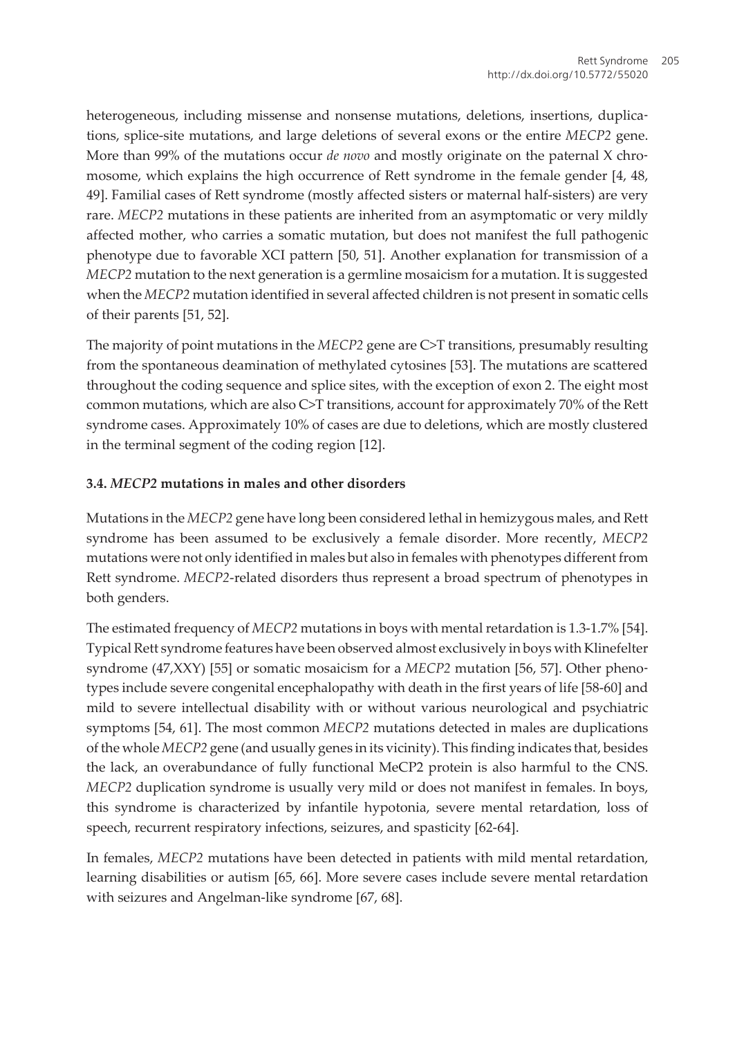heterogeneous, including missense and nonsense mutations, deletions, insertions, duplications, splice-site mutations, and large deletions of several exons or the entire *MECP2* gene. More than 99% of the mutations occur *de novo* and mostly originate on the paternal X chromosome, which explains the high occurrence of Rett syndrome in the female gender [4, 48, 49]. Familial cases of Rett syndrome (mostly affected sisters or maternal half-sisters) are very rare. *MECP2* mutations in these patients are inherited from an asymptomatic or very mildly affected mother, who carries a somatic mutation, but does not manifest the full pathogenic phenotype due to favorable XCI pattern [50, 51]. Another explanation for transmission of a *MECP2* mutation to the next generation is a germline mosaicism for a mutation. It is suggested when the *MECP2* mutation identified in several affected children is not present in somatic cells of their parents [51, 52].

The majority of point mutations in the *MECP2* gene are C>T transitions, presumably resulting from the spontaneous deamination of methylated cytosines [53]. The mutations are scattered throughout the coding sequence and splice sites, with the exception of exon 2. The eight most common mutations, which are also C>T transitions, account for approximately 70% of the Rett syndrome cases. Approximately 10% of cases are due to deletions, which are mostly clustered in the terminal segment of the coding region [12].

### 3.4. *MECP2* mutations in males and other disorders

Mutations in the *MECP2* gene have long been considered lethal in hemizygous males, and Rett syndrome has been assumed to be exclusively a female disorder. More recently, *MECP2* mutations were not only identified in males but also in females with phenotypes different from Rett syndrome. *MECP2*-related disorders thus represent a broad spectrum of phenotypes in both genders.

The estimated frequency of *MECP2* mutations in boys with mental retardation is 1.3-1.7% [54]. Typical Rett syndrome features have been observed almost exclusively in boys with Klinefelter syndrome (47,XXY) [55] or somatic mosaicism for a *MECP2* mutation [56, 57]. Other phenotypes include severe congenital encephalopathy with death in the first years of life [58-60] and mild to severe intellectual disability with or without various neurological and psychiatric symptoms [54, 61]. The most common *MECP2* mutations detected in males are duplications of the whole *MECP2* gene (and usually genes in its vicinity). This finding indicates that, besides the lack, an overabundance of fully functional MeCP2 protein is also harmful to the CNS. *MECP2* duplication syndrome is usually very mild or does not manifest in females. In boys, this syndrome is characterized by infantile hypotonia, severe mental retardation, loss of speech, recurrent respiratory infections, seizures, and spasticity [62-64].

In females, *MECP2* mutations have been detected in patients with mild mental retardation, learning disabilities or autism [65, 66]. More severe cases include severe mental retardation with seizures and Angelman-like syndrome [67, 68].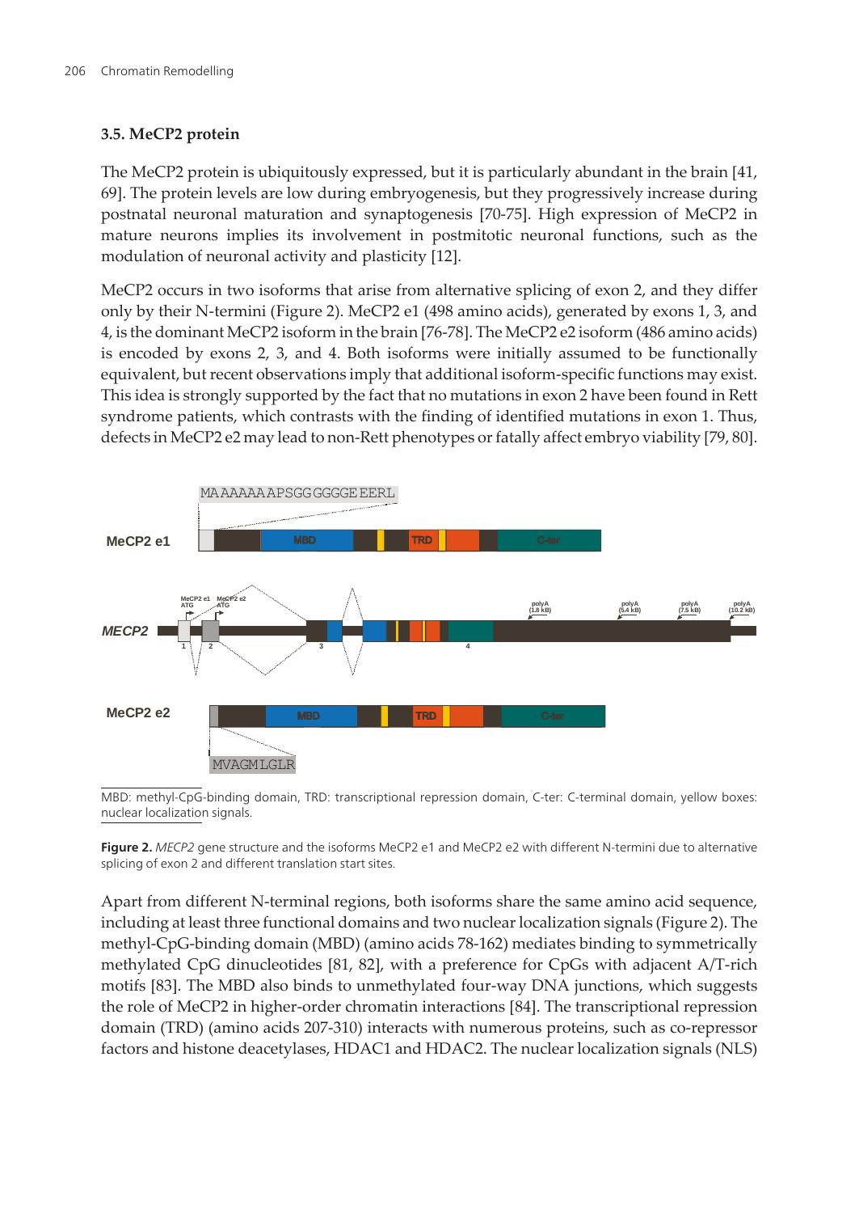### 3.5. MeCP2 protein

The MeCP2 protein is ubiquitously expressed, but it is particularly abundant in the brain [41, 69]. The protein levels are low during embryogenesis, but they progressively increase during postnatal neuronal maturation and synaptogenesis [70-75]. High expression of MeCP2 in mature neurons implies its involvement in postmitotic neuronal functions, such as the modulation of neuronal activity and plasticity [12].

MeCP2 occurs in two isoforms that arise from alternative splicing of exon 2, and they differ only by their N-termini (Figure 2). MeCP2 e1 (498 amino acids), generated by exons 1, 3, and 4, is the dominant MeCP2 isoform in the brain [76-78]. The MeCP2 e2 isoform (486 amino acids) is encoded by exons 2, 3, and 4. Both isoforms were initially assumed to be functionally equivalent, but recent observations imply that additional isoform-specific functions may exist. This idea is strongly supported by the fact that no mutations in exon 2 have been found in Rett syndrome patients, which contrasts with the finding of identified mutations in exon 1. Thus, defects in MeCP2 e2 may lead to non-Rett phenotypes or fatally affect embryo viability [79, 80].

MBD: methyl-CpG-binding domain, TRD: transcriptional repression domain, C-ter: C-terminal domain, yellow boxes: nuclear localization signals.

**Figure 2.** *MECP2* gene structure and the isoforms MeCP2 e1 and MeCP2 e2 with different N-termini due to alternative splicing of exon 2 and different translation start sites.

Apart from different N-terminal regions, both isoforms share the same amino acid sequence, including at least three functional domains and two nuclear localization signals (Figure 2). The methyl-CpG-binding domain (MBD) (amino acids 78-162) mediates binding to symmetrically methylated CpG dinucleotides [81, 82], with a preference for CpGs with adjacent A/T-rich motifs [83]. The MBD also binds to unmethylated four-way DNA junctions, which suggests the role of MeCP2 in higher-order chromatin interactions [84]. The transcriptional repression domain (TRD) (amino acids 207-310) interacts with numerous proteins, such as co-repressor factors and histone deacetylases, HDAC1 and HDAC2. The nuclear localization signals (NLS)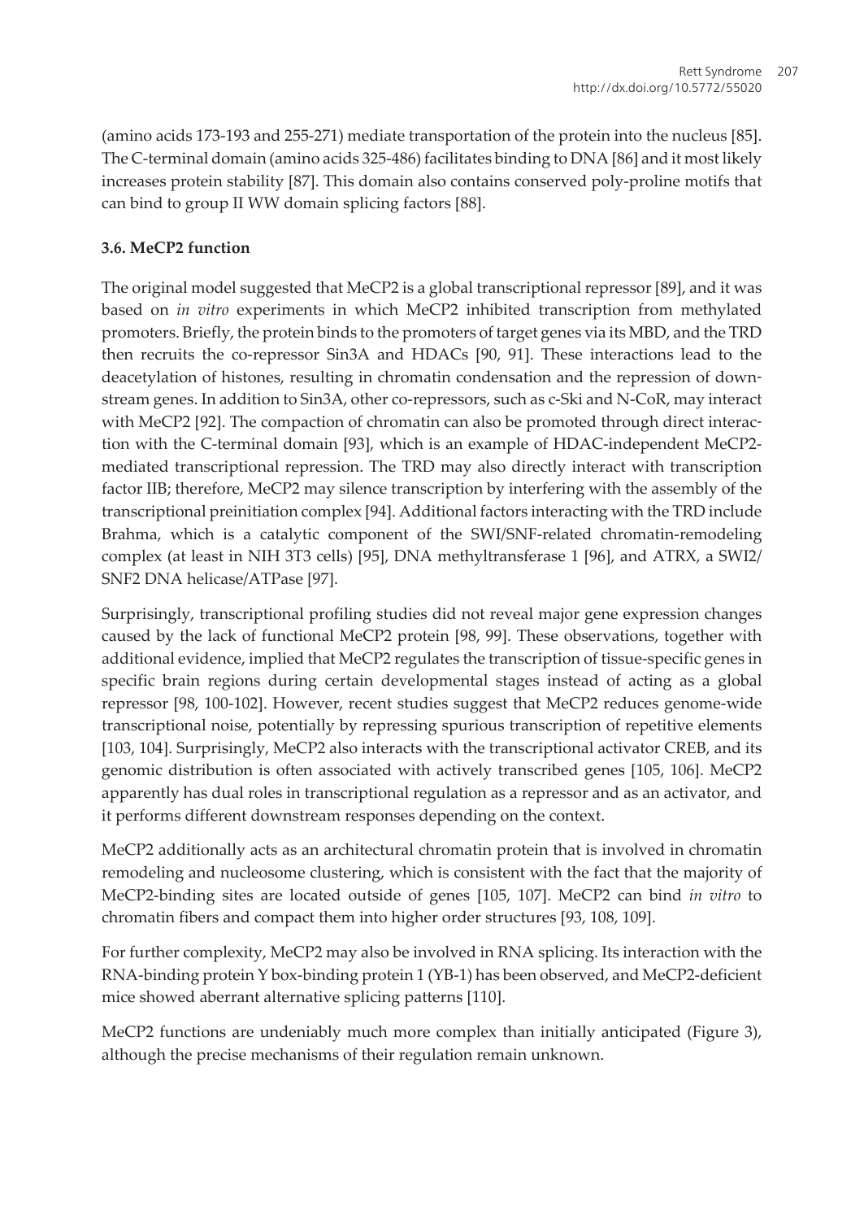(amino acids 173-193 and 255-271) mediate transportation of the protein into the nucleus [85]. The C-terminal domain (amino acids 325-486) facilitates binding to DNA [86] and it most likely increases protein stability [87]. This domain also contains conserved poly-proline motifs that can bind to group II WW domain splicing factors [88].

### 3.6. MeCP2 function

The original model suggested that MeCP2 is a global transcriptional repressor [89], and it was based on *in vitro* experiments in which MeCP2 inhibited transcription from methylated promoters. Briefly, the protein binds to the promoters of target genes via its MBD, and the TRD then recruits the co-repressor Sin3A and HDACs [90, 91]. These interactions lead to the deacetylation of histones, resulting in chromatin condensation and the repression of downstream genes. In addition to Sin3A, other co-repressors, such as c-Ski and N-CoR, may interact with MeCP2 [92]. The compaction of chromatin can also be promoted through direct interaction with the C-terminal domain [93], which is an example of HDAC-independent MeCP2-mediated transcriptional repression. The TRD may also directly interact with transcription factor IIB; therefore, MeCP2 may silence transcription by interfering with the assembly of the transcriptional preinitiation complex [94]. Additional factors interacting with the TRD include Brahma, which is a catalytic component of the SWI/SNF-related chromatin-remodeling complex (at least in NIH 3T3 cells) [95], DNA methyltransferase 1 [96], and ATRX, a SWI2/SNF2 DNA helicase/ATPase [97].

Surprisingly, transcriptional profiling studies did not reveal major gene expression changes caused by the lack of functional MeCP2 protein [98, 99]. These observations, together with additional evidence, implied that MeCP2 regulates the transcription of tissue-specific genes in specific brain regions during certain developmental stages instead of acting as a global repressor [98, 100-102]. However, recent studies suggest that MeCP2 reduces genome-wide transcriptional noise, potentially by repressing spurious transcription of repetitive elements [103, 104]. Surprisingly, MeCP2 also interacts with the transcriptional activator CREB, and its genomic distribution is often associated with actively transcribed genes [105, 106]. MeCP2 apparently has dual roles in transcriptional regulation as a repressor and as an activator, and it performs different downstream responses depending on the context.

MeCP2 additionally acts as an architectural chromatin protein that is involved in chromatin remodeling and nucleosome clustering, which is consistent with the fact that the majority of MeCP2-binding sites are located outside of genes [105, 107]. MeCP2 can bind *in vitro* to chromatin fibers and compact them into higher order structures [93, 108, 109].

For further complexity, MeCP2 may also be involved in RNA splicing. Its interaction with the RNA-binding protein Y box-binding protein 1 (YB-1) has been observed, and MeCP2-deficient mice showed aberrant alternative splicing patterns [110].

MeCP2 functions are undeniably much more complex than initially anticipated (Figure 3), although the precise mechanisms of their regulation remain unknown.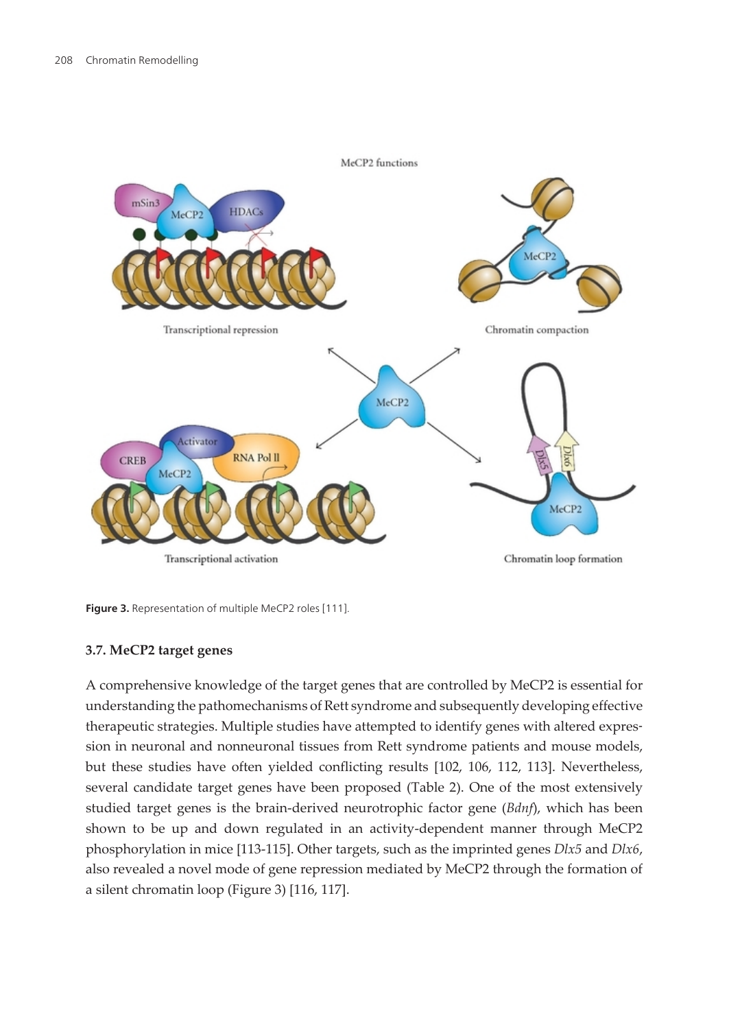Figure 3. Representation of multiple MeCP2 roles [111].

### 3.7. MeCP2 target genes

A comprehensive knowledge of the target genes that are controlled by MeCP2 is essential for understanding the pathomechanisms of Rett syndrome and subsequently developing effective therapeutic strategies. Multiple studies have attempted to identify genes with altered expression in neuronal and nonneuronal tissues from Rett syndrome patients and mouse models, but these studies have often yielded conflicting results [102, 106, 112, 113]. Nevertheless, several candidate target genes have been proposed (Table 2). One of the most extensively studied target genes is the brain-derived neurotrophic factor gene (*Bdnf*), which has been shown to be up and down regulated in an activity-dependent manner through MeCP2 phosphorylation in mice [113-115]. Other targets, such as the imprinted genes *Dlx5* and *Dlx6*, also revealed a novel mode of gene repression mediated by MeCP2 through the formation of a silent chromatin loop (Figure 3) [116, 117].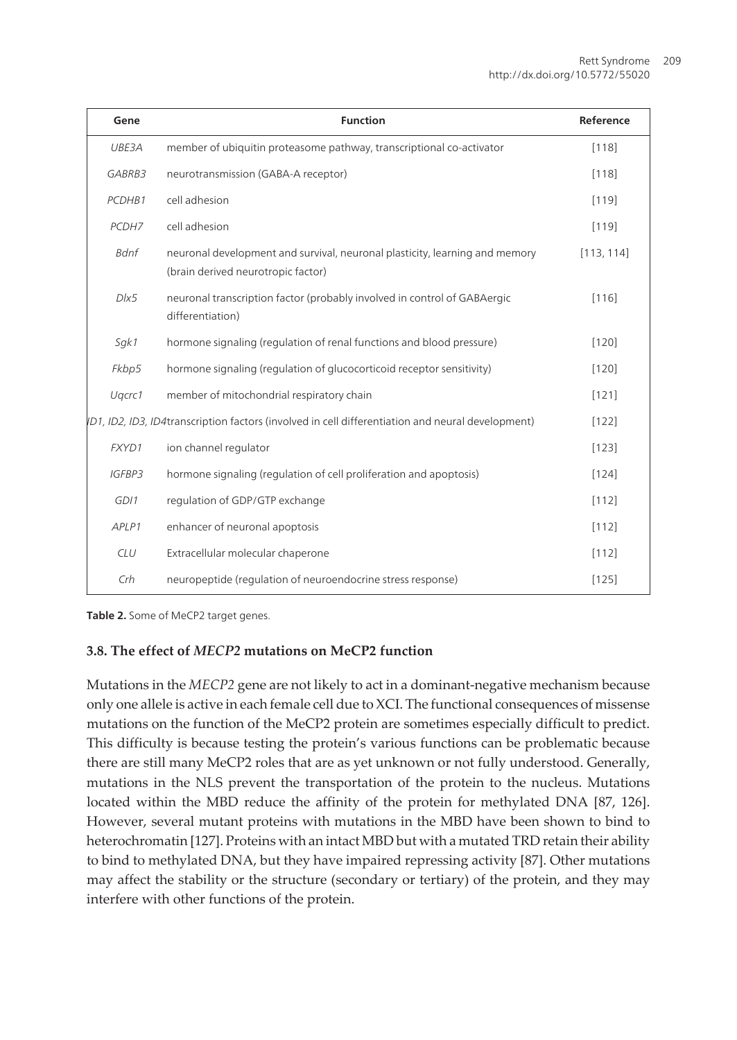| Gene | Function | Reference |
| --- | --- | --- |
| *UBE3A* | member of ubiquitin proteasome pathway, transcriptional co-activator | [118] |
| *GABRB3* | neurotransmission (GABA-A receptor) | [118] |
| *PCDHB1* | cell adhesion | [119] |
| *PCDH7* | cell adhesion | [119] |
| *Bdnf* | neuronal development and survival, neuronal plasticity, learning and memory (brain derived neurotropic factor) | [113, 114] |
| *Dlx5* | neuronal transcription factor (probably involved in control of GABAergic differentiation) | [116] |
| *Sgk1* | hormone signaling (regulation of renal functions and blood pressure) | [120] |
| *Fkbp5* | hormone signaling (regulation of glucocorticoid receptor sensitivity) | [120] |
| *Uqcrc1* | member of mitochondrial respiratory chain | [121] |
| *ID1, ID2, ID3, ID4* | transcription factors (involved in cell differentiation and neural development) | [122] |
| *FXYD1* | ion channel regulator | [123] |
| *IGFBP3* | hormone signaling (regulation of cell proliferation and apoptosis) | [124] |
| *GDI1* | regulation of GDP/GTP exchange | [112] |
| *APLP1* | enhancer of neuronal apoptosis | [112] |
| *CLU* | Extracellular molecular chaperone | [112] |
| *Crh* | neuropeptide (regulation of neuroendocrine stress response) | [125] |

**Table 2.** Some of MeCP2 target genes.

### 3.8. The effect of *MECP2* mutations on MeCP2 function

Mutations in the *MECP2* gene are not likely to act in a dominant-negative mechanism because only one allele is active in each female cell due to XCI. The functional consequences of missense mutations on the function of the MeCP2 protein are sometimes especially difficult to predict. This difficulty is because testing the protein's various functions can be problematic because there are still many MeCP2 roles that are as yet unknown or not fully understood. Generally, mutations in the NLS prevent the transportation of the protein to the nucleus. Mutations located within the MBD reduce the affinity of the protein for methylated DNA [87, 126]. However, several mutant proteins with mutations in the MBD have been shown to bind to heterochromatin [127]. Proteins with an intact MBD but with a mutated TRD retain their ability to bind to methylated DNA, but they have impaired repressing activity [87]. Other mutations may affect the stability or the structure (secondary or tertiary) of the protein, and they may interfere with other functions of the protein.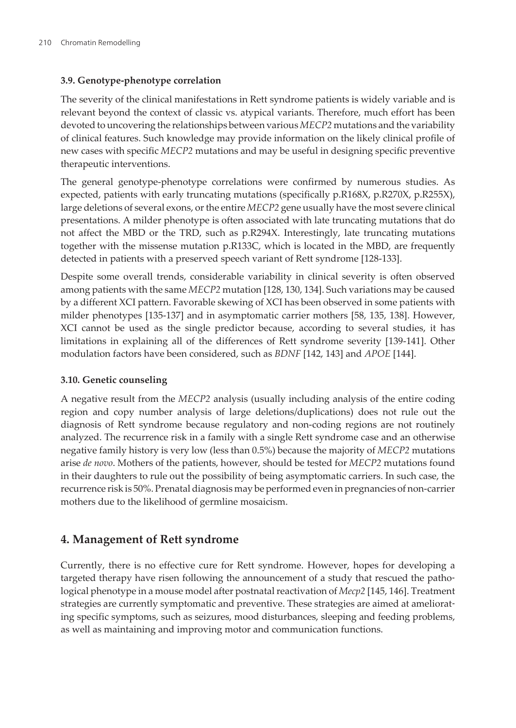### 3.9. Genotype-phenotype correlation

The severity of the clinical manifestations in Rett syndrome patients is widely variable and is relevant beyond the context of classic vs. atypical variants. Therefore, much effort has been devoted to uncovering the relationships between various *MECP2* mutations and the variability of clinical features. Such knowledge may provide information on the likely clinical profile of new cases with specific *MECP2* mutations and may be useful in designing specific preventive therapeutic interventions.

The general genotype-phenotype correlations were confirmed by numerous studies. As expected, patients with early truncating mutations (specifically p.R168X, p.R270X, p.R255X), large deletions of several exons, or the entire *MECP2* gene usually have the most severe clinical presentations. A milder phenotype is often associated with late truncating mutations that do not affect the MBD or the TRD, such as p.R294X. Interestingly, late truncating mutations together with the missense mutation p.R133C, which is located in the MBD, are frequently detected in patients with a preserved speech variant of Rett syndrome [128-133].

Despite some overall trends, considerable variability in clinical severity is often observed among patients with the same *MECP2* mutation [128, 130, 134]. Such variations may be caused by a different XCI pattern. Favorable skewing of XCI has been observed in some patients with milder phenotypes [135-137] and in asymptomatic carrier mothers [58, 135, 138]. However, XCI cannot be used as the single predictor because, according to several studies, it has limitations in explaining all of the differences of Rett syndrome severity [139-141]. Other modulation factors have been considered, such as *BDNF* [142, 143] and *APOE* [144].

### 3.10. Genetic counseling

A negative result from the *MECP2* analysis (usually including analysis of the entire coding region and copy number analysis of large deletions/duplications) does not rule out the diagnosis of Rett syndrome because regulatory and non-coding regions are not routinely analyzed. The recurrence risk in a family with a single Rett syndrome case and an otherwise negative family history is very low (less than 0.5%) because the majority of *MECP2* mutations arise *de novo*. Mothers of the patients, however, should be tested for *MECP2* mutations found in their daughters to rule out the possibility of being asymptomatic carriers. In such case, the recurrence risk is 50%. Prenatal diagnosis may be performed even in pregnancies of non-carrier mothers due to the likelihood of germline mosaicism.

## 4. Management of Rett syndrome

Currently, there is no effective cure for Rett syndrome. However, hopes for developing a targeted therapy have risen following the announcement of a study that rescued the pathological phenotype in a mouse model after postnatal reactivation of *Mecp2* [145, 146]. Treatment strategies are currently symptomatic and preventive. These strategies are aimed at ameliorating specific symptoms, such as seizures, mood disturbances, sleeping and feeding problems, as well as maintaining and improving motor and communication functions.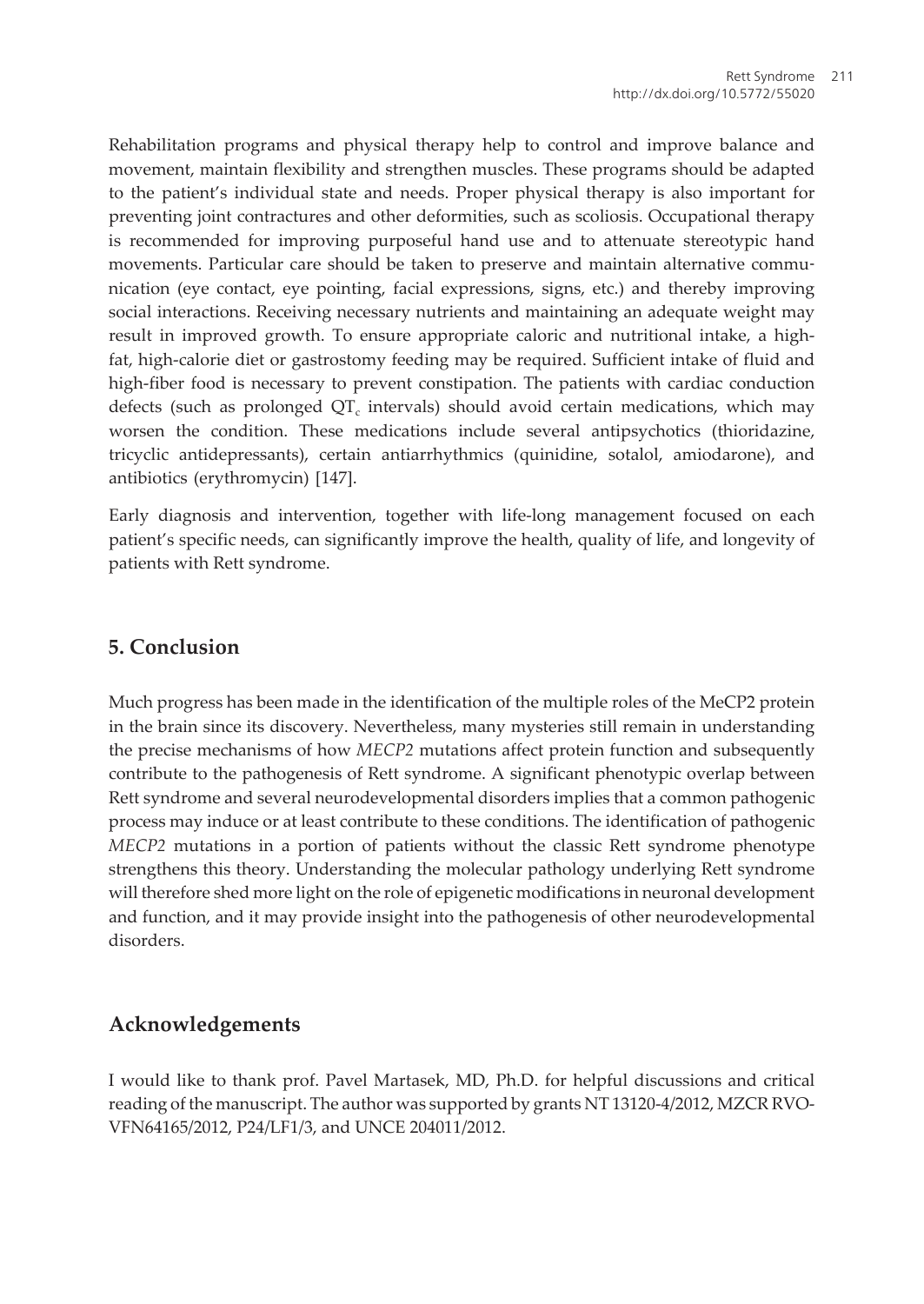Rehabilitation programs and physical therapy help to control and improve balance and movement, maintain flexibility and strengthen muscles. These programs should be adapted to the patient's individual state and needs. Proper physical therapy is also important for preventing joint contractures and other deformities, such as scoliosis. Occupational therapy is recommended for improving purposeful hand use and to attenuate stereotypic hand movements. Particular care should be taken to preserve and maintain alternative communication (eye contact, eye pointing, facial expressions, signs, etc.) and thereby improving social interactions. Receiving necessary nutrients and maintaining an adequate weight may result in improved growth. To ensure appropriate caloric and nutritional intake, a high-fat, high-calorie diet or gastrostomy feeding may be required. Sufficient intake of fluid and high-fiber food is necessary to prevent constipation. The patients with cardiac conduction defects (such as prolonged $QT_c$ intervals) should avoid certain medications, which may worsen the condition. These medications include several antipsychotics (thioridazine, tricyclic antidepressants), certain antiarrhythmics (quinidine, sotalol, amiodarone), and antibiotics (erythromycin) [147].

Early diagnosis and intervention, together with life-long management focused on each patient's specific needs, can significantly improve the health, quality of life, and longevity of patients with Rett syndrome.

## 5. Conclusion

Much progress has been made in the identification of the multiple roles of the MeCP2 protein in the brain since its discovery. Nevertheless, many mysteries still remain in understanding the precise mechanisms of how *MECP2* mutations affect protein function and subsequently contribute to the pathogenesis of Rett syndrome. A significant phenotypic overlap between Rett syndrome and several neurodevelopmental disorders implies that a common pathogenic process may induce or at least contribute to these conditions. The identification of pathogenic *MECP2* mutations in a portion of patients without the classic Rett syndrome phenotype strengthens this theory. Understanding the molecular pathology underlying Rett syndrome will therefore shed more light on the role of epigenetic modifications in neuronal development and function, and it may provide insight into the pathogenesis of other neurodevelopmental disorders.

## Acknowledgements

I would like to thank prof. Pavel Martasek, MD, Ph.D. for helpful discussions and critical reading of the manuscript. The author was supported by grants NT 13120-4/2012, MZCR RVO-VFN64165/2012, P24/LF1/3, and UNCE 204011/2012.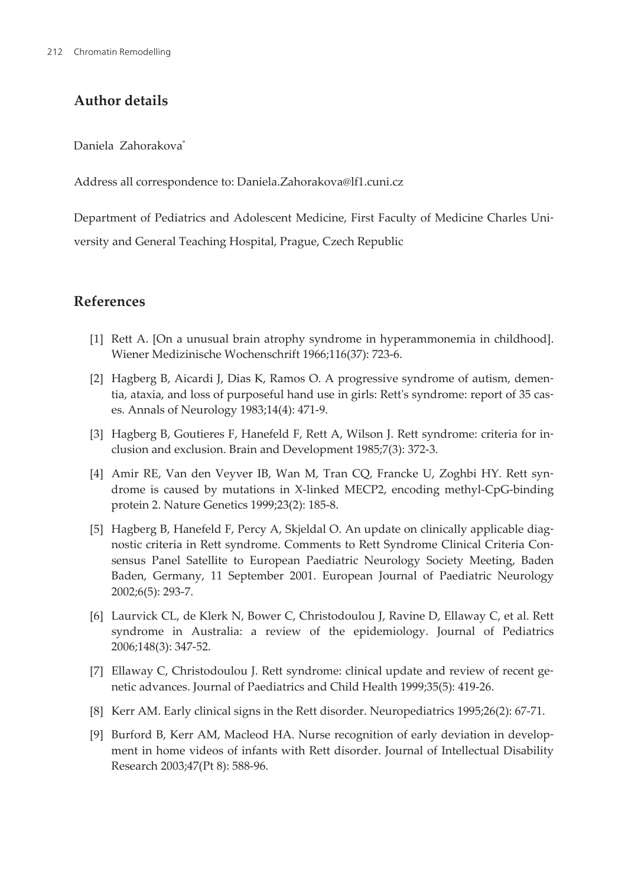## Author details

Daniela Zahorakova*

Address all correspondence to: Daniela.Zahorakova@lf1.cuni.cz

Department of Pediatrics and Adolescent Medicine, First Faculty of Medicine Charles University and General Teaching Hospital, Prague, Czech Republic

## References

[1] Rett A. [On a unusual brain atrophy syndrome in hyperammonemia in childhood]. Wiener Medizinische Wochenschrift 1966;116(37): 723-6.

[2] Hagberg B, Aicardi J, Dias K, Ramos O. A progressive syndrome of autism, dementia, ataxia, and loss of purposeful hand use in girls: Rett's syndrome: report of 35 cases. Annals of Neurology 1983;14(4): 471-9.

[3] Hagberg B, Goutieres F, Hanefeld F, Rett A, Wilson J. Rett syndrome: criteria for inclusion and exclusion. Brain and Development 1985;7(3): 372-3.

[4] Amir RE, Van den Veyver IB, Wan M, Tran CQ, Francke U, Zoghbi HY. Rett syndrome is caused by mutations in X-linked MECP2, encoding methyl-CpG-binding protein 2. Nature Genetics 1999;23(2): 185-8.

[5] Hagberg B, Hanefeld F, Percy A, Skjeldal O. An update on clinically applicable diagnostic criteria in Rett syndrome. Comments to Rett Syndrome Clinical Criteria Consensus Panel Satellite to European Paediatric Neurology Society Meeting, Baden Baden, Germany, 11 September 2001. European Journal of Paediatric Neurology 2002;6(5): 293-7.

[6] Laurvick CL, de Klerk N, Bower C, Christodoulou J, Ravine D, Ellaway C, et al. Rett syndrome in Australia: a review of the epidemiology. Journal of Pediatrics 2006;148(3): 347-52.

[7] Ellaway C, Christodoulou J. Rett syndrome: clinical update and review of recent genetic advances. Journal of Paediatrics and Child Health 1999;35(5): 419-26.

[8] Kerr AM. Early clinical signs in the Rett disorder. Neuropediatrics 1995;26(2): 67-71.

[9] Burford B, Kerr AM, Macleod HA. Nurse recognition of early deviation in development in home videos of infants with Rett disorder. Journal of Intellectual Disability Research 2003;47(Pt 8): 588-96.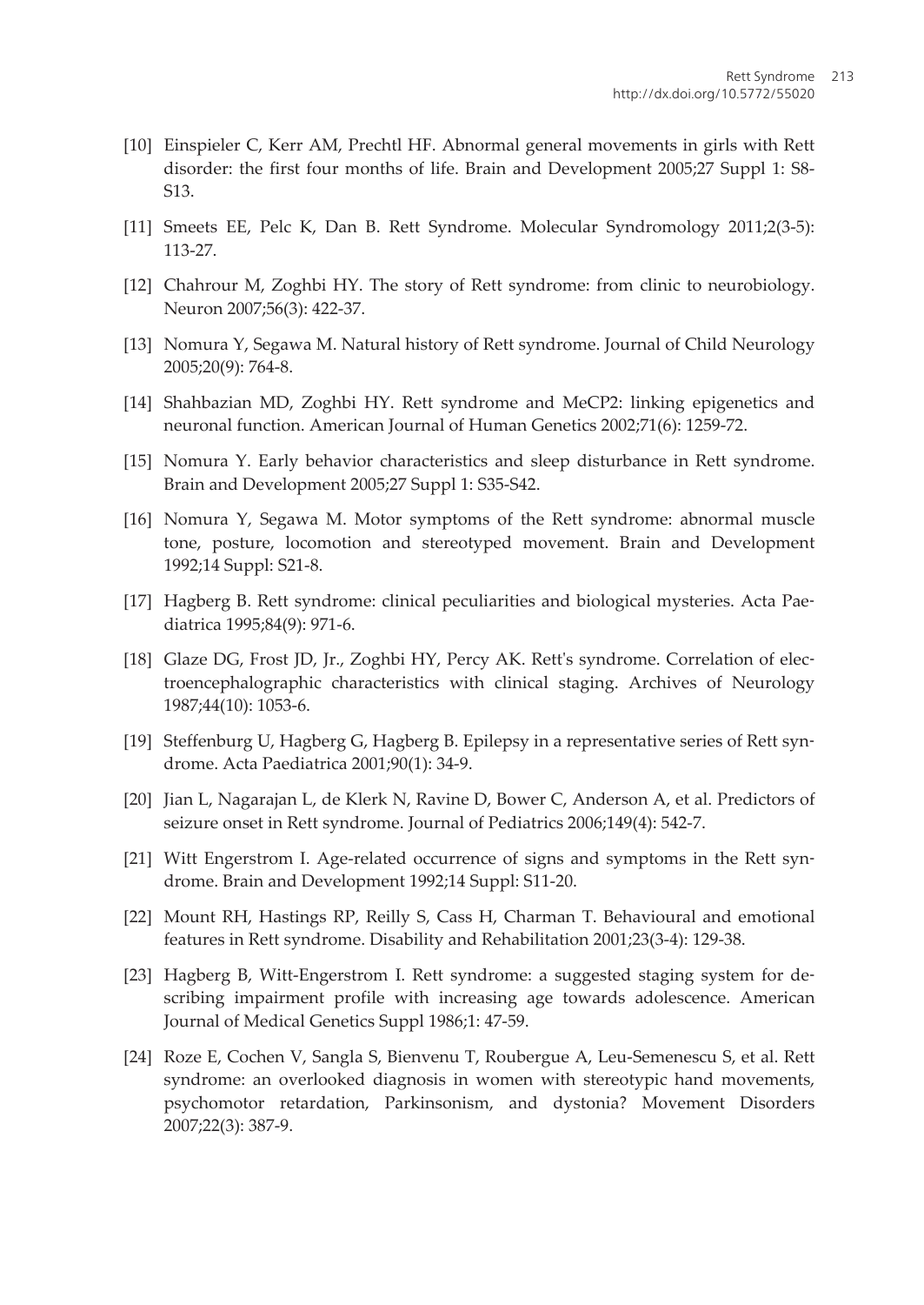[10] Einspieler C, Kerr AM, Prechtl HF. Abnormal general movements in girls with Rett disorder: the first four months of life. Brain and Development 2005;27 Suppl 1: S8-S13.

[11] Smeets EE, Pelc K, Dan B. Rett Syndrome. Molecular Syndromology 2011;2(3-5): 113-27.

[12] Chahrour M, Zoghbi HY. The story of Rett syndrome: from clinic to neurobiology. Neuron 2007;56(3): 422-37.

[13] Nomura Y, Segawa M. Natural history of Rett syndrome. Journal of Child Neurology 2005;20(9): 764-8.

[14] Shahbazian MD, Zoghbi HY. Rett syndrome and MeCP2: linking epigenetics and neuronal function. American Journal of Human Genetics 2002;71(6): 1259-72.

[15] Nomura Y. Early behavior characteristics and sleep disturbance in Rett syndrome. Brain and Development 2005;27 Suppl 1: S35-S42.

[16] Nomura Y, Segawa M. Motor symptoms of the Rett syndrome: abnormal muscle tone, posture, locomotion and stereotyped movement. Brain and Development 1992;14 Suppl: S21-8.

[17] Hagberg B. Rett syndrome: clinical peculiarities and biological mysteries. Acta Paediatrica 1995;84(9): 971-6.

[18] Glaze DG, Frost JD, Jr., Zoghbi HY, Percy AK. Rett's syndrome. Correlation of electroencephalographic characteristics with clinical staging. Archives of Neurology 1987;44(10): 1053-6.

[19] Steffenburg U, Hagberg G, Hagberg B. Epilepsy in a representative series of Rett syndrome. Acta Paediatrica 2001;90(1): 34-9.

[20] Jian L, Nagarajan L, de Klerk N, Ravine D, Bower C, Anderson A, et al. Predictors of seizure onset in Rett syndrome. Journal of Pediatrics 2006;149(4): 542-7.

[21] Witt Engerstrom I. Age-related occurrence of signs and symptoms in the Rett syndrome. Brain and Development 1992;14 Suppl: S11-20.

[22] Mount RH, Hastings RP, Reilly S, Cass H, Charman T. Behavioural and emotional features in Rett syndrome. Disability and Rehabilitation 2001;23(3-4): 129-38.

[23] Hagberg B, Witt-Engerstrom I. Rett syndrome: a suggested staging system for describing impairment profile with increasing age towards adolescence. American Journal of Medical Genetics Suppl 1986;1: 47-59.

[24] Roze E, Cochen V, Sangla S, Bienvenu T, Roubergue A, Leu-Semenescu S, et al. Rett syndrome: an overlooked diagnosis in women with stereotypic hand movements, psychomotor retardation, Parkinsonism, and dystonia? Movement Disorders 2007;22(3): 387-9.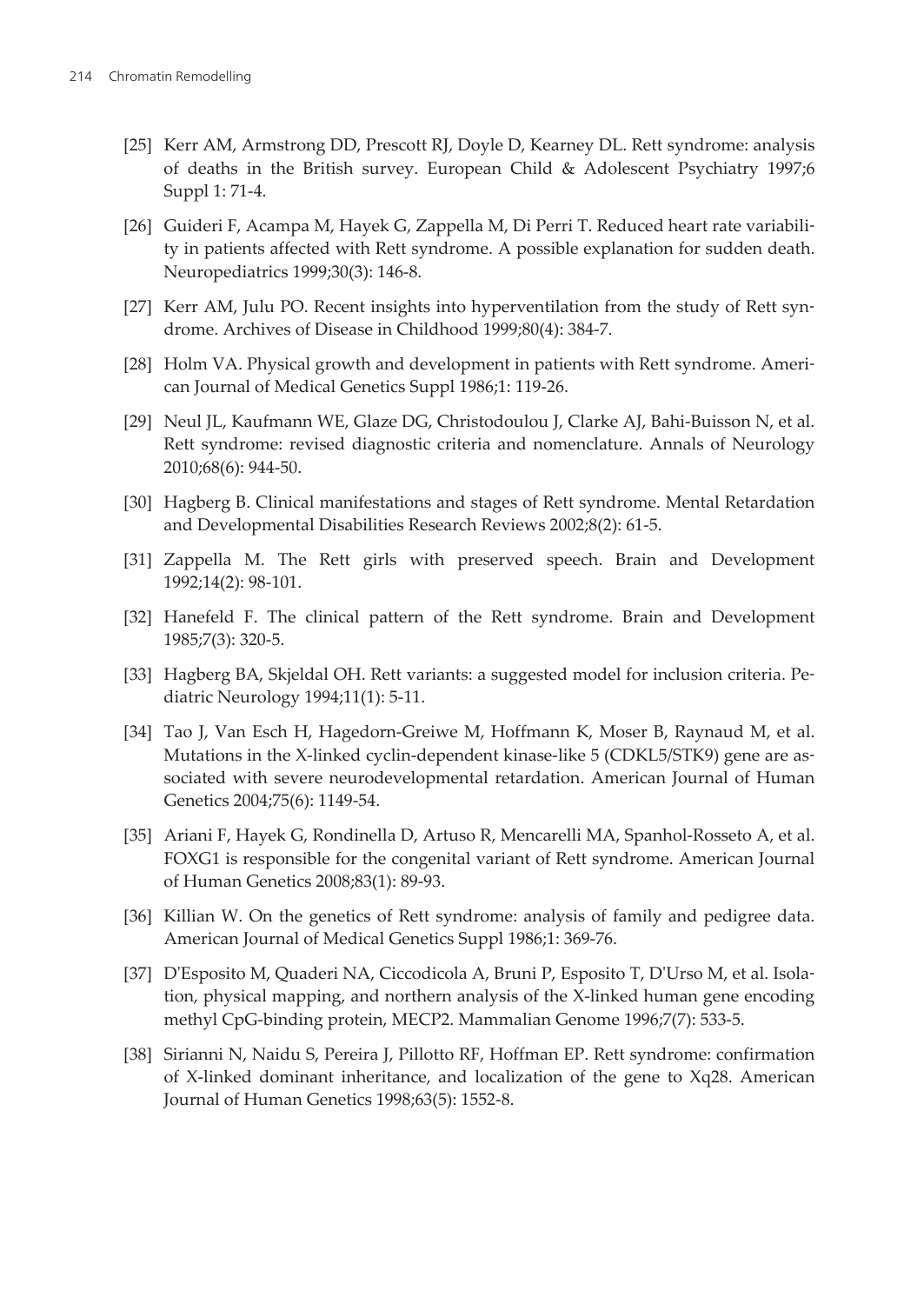[25] Kerr AM, Armstrong DD, Prescott RJ, Doyle D, Kearney DL. Rett syndrome: analysis of deaths in the British survey. European Child & Adolescent Psychiatry 1997;6 Suppl 1: 71-4.

[26] Guideri F, Acampa M, Hayek G, Zappella M, Di Perri T. Reduced heart rate variability in patients affected with Rett syndrome. A possible explanation for sudden death. Neuropediatrics 1999;30(3): 146-8.

[27] Kerr AM, Julu PO. Recent insights into hyperventilation from the study of Rett syndrome. Archives of Disease in Childhood 1999;80(4): 384-7.

[28] Holm VA. Physical growth and development in patients with Rett syndrome. American Journal of Medical Genetics Suppl 1986;1: 119-26.

[29] Neul JL, Kaufmann WE, Glaze DG, Christodoulou J, Clarke AJ, Bahi-Buisson N, et al. Rett syndrome: revised diagnostic criteria and nomenclature. Annals of Neurology 2010;68(6): 944-50.

[30] Hagberg B. Clinical manifestations and stages of Rett syndrome. Mental Retardation and Developmental Disabilities Research Reviews 2002;8(2): 61-5.

[31] Zappella M. The Rett girls with preserved speech. Brain and Development 1992;14(2): 98-101.

[32] Hanefeld F. The clinical pattern of the Rett syndrome. Brain and Development 1985;7(3): 320-5.

[33] Hagberg BA, Skjeldal OH. Rett variants: a suggested model for inclusion criteria. Pediatric Neurology 1994;11(1): 5-11.

[34] Tao J, Van Esch H, Hagedorn-Greiwe M, Hoffmann K, Moser B, Raynaud M, et al. Mutations in the X-linked cyclin-dependent kinase-like 5 (CDKL5/STK9) gene are associated with severe neurodevelopmental retardation. American Journal of Human Genetics 2004;75(6): 1149-54.

[35] Ariani F, Hayek G, Rondinella D, Artuso R, Mencarelli MA, Spanhol-Rosseto A, et al. FOXG1 is responsible for the congenital variant of Rett syndrome. American Journal of Human Genetics 2008;83(1): 89-93.

[36] Killian W. On the genetics of Rett syndrome: analysis of family and pedigree data. American Journal of Medical Genetics Suppl 1986;1: 369-76.

[37] D'Esposito M, Quaderi NA, Ciccodicola A, Bruni P, Esposito T, D'Urso M, et al. Isolation, physical mapping, and northern analysis of the X-linked human gene encoding methyl CpG-binding protein, MECP2. Mammalian Genome 1996;7(7): 533-5.

[38] Sirianni N, Naidu S, Pereira J, Pillotto RF, Hoffman EP. Rett syndrome: confirmation of X-linked dominant inheritance, and localization of the gene to Xq28. American Journal of Human Genetics 1998;63(5): 1552-8.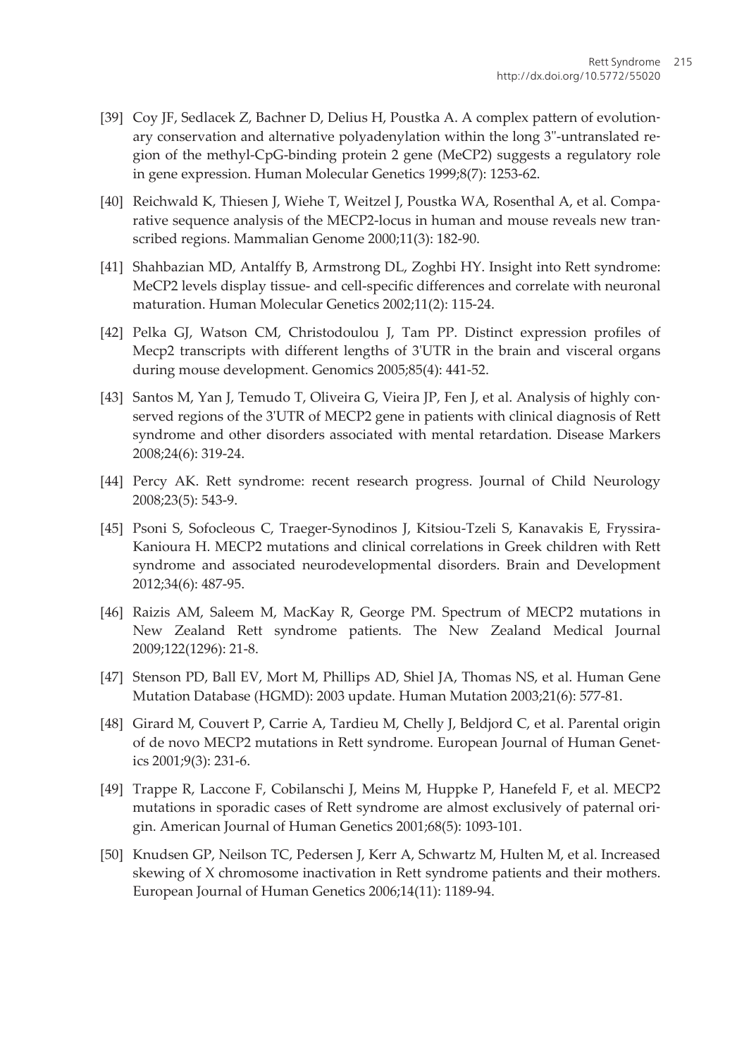[39] Coy JF, Sedlacek Z, Bachner D, Delius H, Poustka A. A complex pattern of evolutionary conservation and alternative polyadenylation within the long 3"-untranslated region of the methyl-CpG-binding protein 2 gene (MeCP2) suggests a regulatory role in gene expression. Human Molecular Genetics 1999;8(7): 1253-62.

[40] Reichwald K, Thiesen J, Wiehe T, Weitzel J, Poustka WA, Rosenthal A, et al. Comparative sequence analysis of the MECP2-locus in human and mouse reveals new transcribed regions. Mammalian Genome 2000;11(3): 182-90.

[41] Shahbazian MD, Antalffy B, Armstrong DL, Zoghbi HY. Insight into Rett syndrome: MeCP2 levels display tissue- and cell-specific differences and correlate with neuronal maturation. Human Molecular Genetics 2002;11(2): 115-24.

[42] Pelka GJ, Watson CM, Christodoulou J, Tam PP. Distinct expression profiles of Mecp2 transcripts with different lengths of 3'UTR in the brain and visceral organs during mouse development. Genomics 2005;85(4): 441-52.

[43] Santos M, Yan J, Temudo T, Oliveira G, Vieira JP, Fen J, et al. Analysis of highly conserved regions of the 3'UTR of MECP2 gene in patients with clinical diagnosis of Rett syndrome and other disorders associated with mental retardation. Disease Markers 2008;24(6): 319-24.

[44] Percy AK. Rett syndrome: recent research progress. Journal of Child Neurology 2008;23(5): 543-9.

[45] Psoni S, Sofocleous C, Traeger-Synodinos J, Kitsiou-Tzeli S, Kanavakis E, Fryssira-Kanioura H. MECP2 mutations and clinical correlations in Greek children with Rett syndrome and associated neurodevelopmental disorders. Brain and Development 2012;34(6): 487-95.

[46] Raizis AM, Saleem M, MacKay R, George PM. Spectrum of MECP2 mutations in New Zealand Rett syndrome patients. The New Zealand Medical Journal 2009;122(1296): 21-8.

[47] Stenson PD, Ball EV, Mort M, Phillips AD, Shiel JA, Thomas NS, et al. Human Gene Mutation Database (HGMD): 2003 update. Human Mutation 2003;21(6): 577-81.

[48] Girard M, Couvert P, Carrie A, Tardieu M, Chelly J, Beldjord C, et al. Parental origin of de novo MECP2 mutations in Rett syndrome. European Journal of Human Genetics 2001;9(3): 231-6.

[49] Trappe R, Laccone F, Cobilanschi J, Meins M, Huppke P, Hanefeld F, et al. MECP2 mutations in sporadic cases of Rett syndrome are almost exclusively of paternal origin. American Journal of Human Genetics 2001;68(5): 1093-101.

[50] Knudsen GP, Neilson TC, Pedersen J, Kerr A, Schwartz M, Hulten M, et al. Increased skewing of X chromosome inactivation in Rett syndrome patients and their mothers. European Journal of Human Genetics 2006;14(11): 1189-94.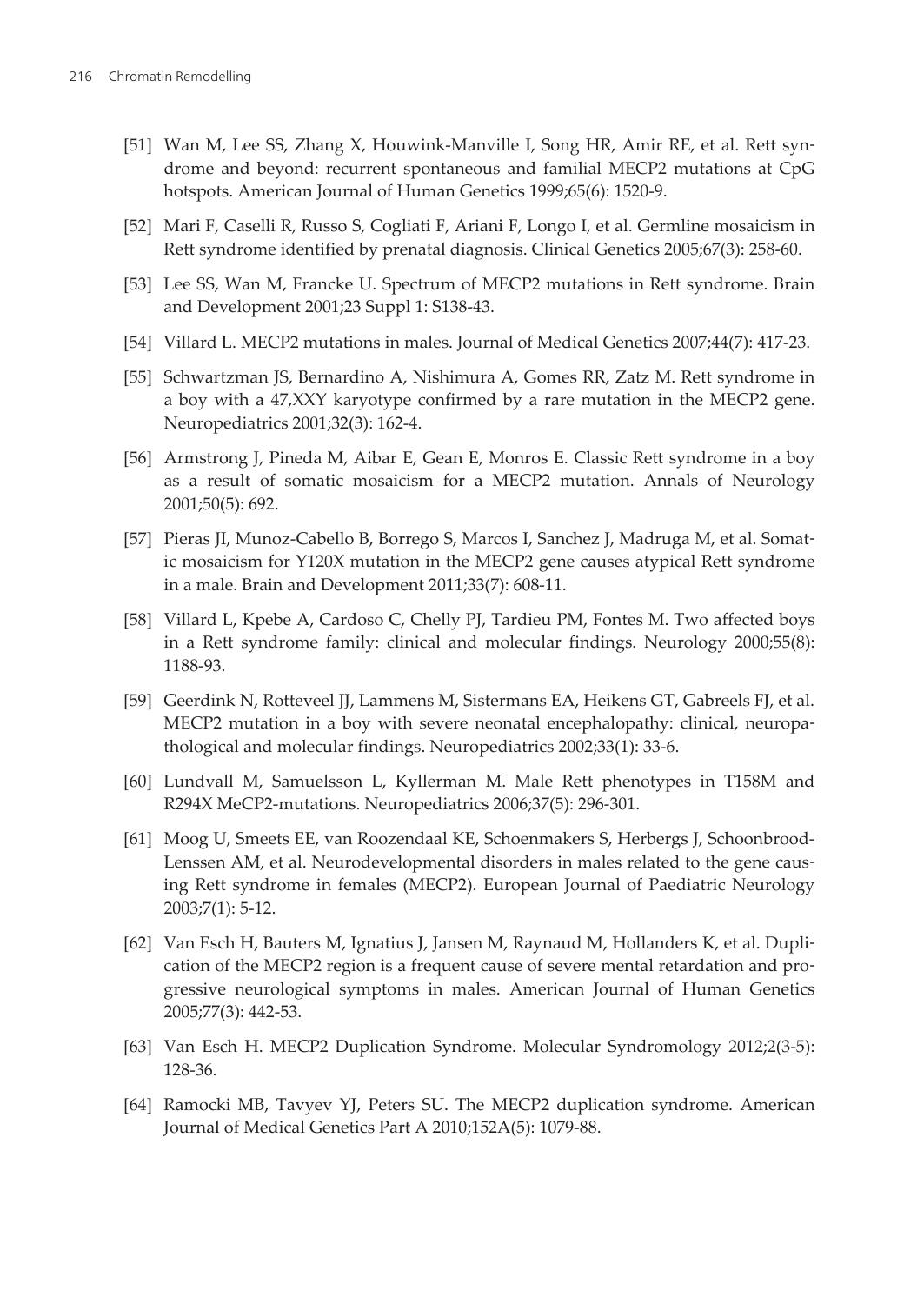[51] Wan M, Lee SS, Zhang X, Houwink-Manville I, Song HR, Amir RE, et al. Rett syndrome and beyond: recurrent spontaneous and familial MECP2 mutations at CpG hotspots. American Journal of Human Genetics 1999;65(6): 1520-9.

[52] Mari F, Caselli R, Russo S, Cogliati F, Ariani F, Longo I, et al. Germline mosaicism in Rett syndrome identified by prenatal diagnosis. Clinical Genetics 2005;67(3): 258-60.

[53] Lee SS, Wan M, Francke U. Spectrum of MECP2 mutations in Rett syndrome. Brain and Development 2001;23 Suppl 1: S138-43.

[54] Villard L. MECP2 mutations in males. Journal of Medical Genetics 2007;44(7): 417-23.

[55] Schwartzman JS, Bernardino A, Nishimura A, Gomes RR, Zatz M. Rett syndrome in a boy with a 47,XXY karyotype confirmed by a rare mutation in the MECP2 gene. Neuropediatrics 2001;32(3): 162-4.

[56] Armstrong J, Pineda M, Aibar E, Gean E, Monros E. Classic Rett syndrome in a boy as a result of somatic mosaicism for a MECP2 mutation. Annals of Neurology 2001;50(5): 692.

[57] Pieras JI, Munoz-Cabello B, Borrego S, Marcos I, Sanchez J, Madruga M, et al. Somatic mosaicism for Y120X mutation in the MECP2 gene causes atypical Rett syndrome in a male. Brain and Development 2011;33(7): 608-11.

[58] Villard L, Kpebe A, Cardoso C, Chelly PJ, Tardieu PM, Fontes M. Two affected boys in a Rett syndrome family: clinical and molecular findings. Neurology 2000;55(8): 1188-93.

[59] Geerdink N, Rotteveel JJ, Lammens M, Sistermans EA, Heikens GT, Gabreels FJ, et al. MECP2 mutation in a boy with severe neonatal encephalopathy: clinical, neuropathological and molecular findings. Neuropediatrics 2002;33(1): 33-6.

[60] Lundvall M, Samuelsson L, Kyllerman M. Male Rett phenotypes in T158M and R294X MeCP2-mutations. Neuropediatrics 2006;37(5): 296-301.

[61] Moog U, Smeets EE, van Roozendaal KE, Schoenmakers S, Herbergs J, Schoonbrood-Lenssen AM, et al. Neurodevelopmental disorders in males related to the gene causing Rett syndrome in females (MECP2). European Journal of Paediatric Neurology 2003;7(1): 5-12.

[62] Van Esch H, Bauters M, Ignatius J, Jansen M, Raynaud M, Hollanders K, et al. Duplication of the MECP2 region is a frequent cause of severe mental retardation and progressive neurological symptoms in males. American Journal of Human Genetics 2005;77(3): 442-53.

[63] Van Esch H. MECP2 Duplication Syndrome. Molecular Syndromology 2012;2(3-5): 128-36.

[64] Ramocki MB, Tavyev YJ, Peters SU. The MECP2 duplication syndrome. American Journal of Medical Genetics Part A 2010;152A(5): 1079-88.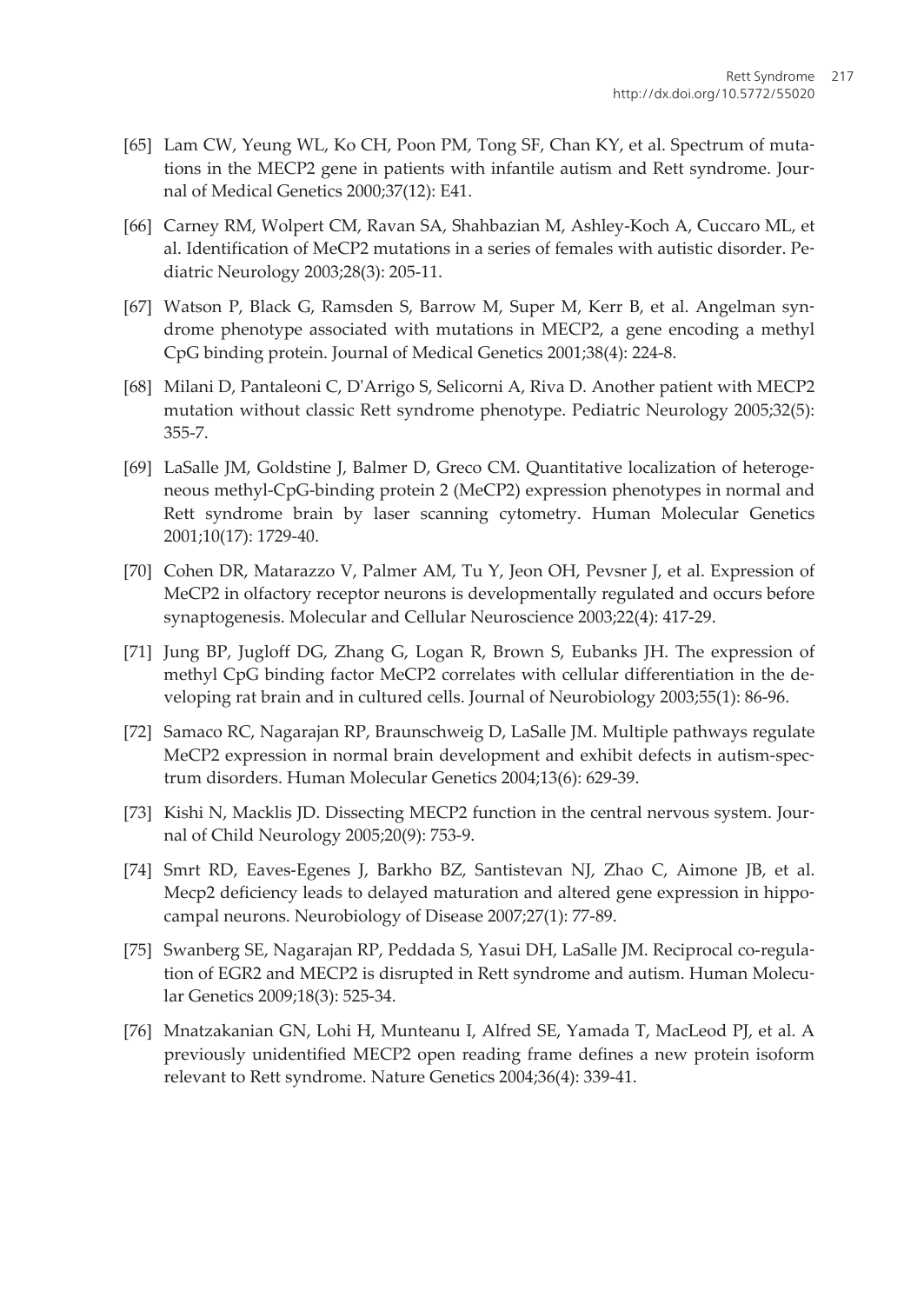[65] Lam CW, Yeung WL, Ko CH, Poon PM, Tong SF, Chan KY, et al. Spectrum of mutations in the MECP2 gene in patients with infantile autism and Rett syndrome. Journal of Medical Genetics 2000;37(12): E41.

[66] Carney RM, Wolpert CM, Ravan SA, Shahbazian M, Ashley-Koch A, Cuccaro ML, et al. Identification of MeCP2 mutations in a series of females with autistic disorder. Pediatric Neurology 2003;28(3): 205-11.

[67] Watson P, Black G, Ramsden S, Barrow M, Super M, Kerr B, et al. Angelman syndrome phenotype associated with mutations in MECP2, a gene encoding a methyl CpG binding protein. Journal of Medical Genetics 2001;38(4): 224-8.

[68] Milani D, Pantaleoni C, D'Arrigo S, Selicorni A, Riva D. Another patient with MECP2 mutation without classic Rett syndrome phenotype. Pediatric Neurology 2005;32(5): 355-7.

[69] LaSalle JM, Goldstine J, Balmer D, Greco CM. Quantitative localization of heterogeneous methyl-CpG-binding protein 2 (MeCP2) expression phenotypes in normal and Rett syndrome brain by laser scanning cytometry. Human Molecular Genetics 2001;10(17): 1729-40.

[70] Cohen DR, Matarazzo V, Palmer AM, Tu Y, Jeon OH, Pevsner J, et al. Expression of MeCP2 in olfactory receptor neurons is developmentally regulated and occurs before synaptogenesis. Molecular and Cellular Neuroscience 2003;22(4): 417-29.

[71] Jung BP, Jugloff DG, Zhang G, Logan R, Brown S, Eubanks JH. The expression of methyl CpG binding factor MeCP2 correlates with cellular differentiation in the developing rat brain and in cultured cells. Journal of Neurobiology 2003;55(1): 86-96.

[72] Samaco RC, Nagarajan RP, Braunschweig D, LaSalle JM. Multiple pathways regulate MeCP2 expression in normal brain development and exhibit defects in autism-spectrum disorders. Human Molecular Genetics 2004;13(6): 629-39.

[73] Kishi N, Macklis JD. Dissecting MECP2 function in the central nervous system. Journal of Child Neurology 2005;20(9): 753-9.

[74] Smrt RD, Eaves-Egenes J, Barkho BZ, Santistevan NJ, Zhao C, Aimone JB, et al. Mecp2 deficiency leads to delayed maturation and altered gene expression in hippocampal neurons. Neurobiology of Disease 2007;27(1): 77-89.

[75] Swanberg SE, Nagarajan RP, Peddada S, Yasui DH, LaSalle JM. Reciprocal co-regulation of EGR2 and MECP2 is disrupted in Rett syndrome and autism. Human Molecular Genetics 2009;18(3): 525-34.

[76] Mnatzakanian GN, Lohi H, Munteanu I, Alfred SE, Yamada T, MacLeod PJ, et al. A previously unidentified MECP2 open reading frame defines a new protein isoform relevant to Rett syndrome. Nature Genetics 2004;36(4): 339-41.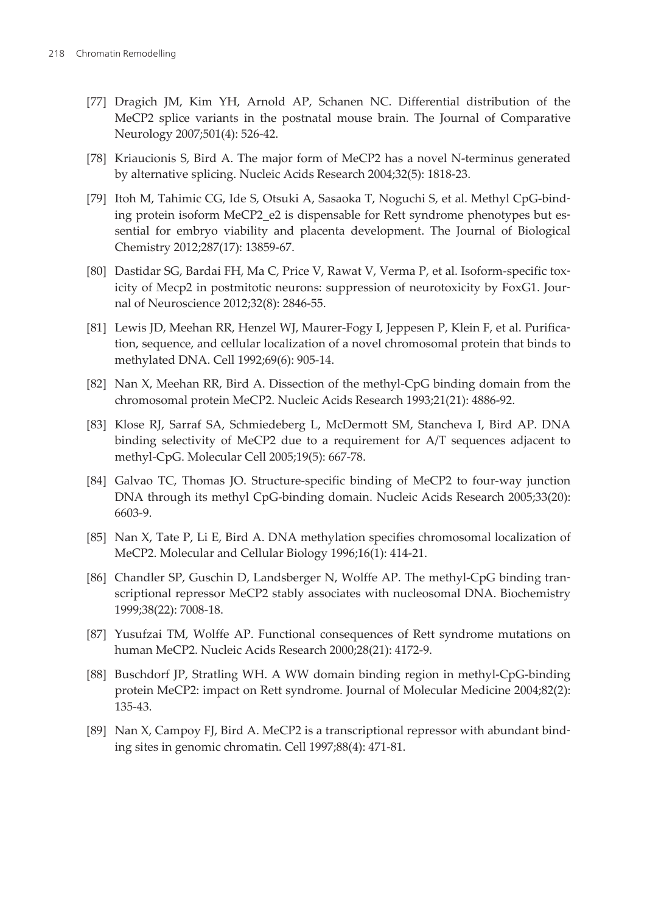[77] Dragich JM, Kim YH, Arnold AP, Schanen NC. Differential distribution of the MeCP2 splice variants in the postnatal mouse brain. The Journal of Comparative Neurology 2007;501(4): 526-42.

[78] Kriaucionis S, Bird A. The major form of MeCP2 has a novel N-terminus generated by alternative splicing. Nucleic Acids Research 2004;32(5): 1818-23.

[79] Itoh M, Tahimic CG, Ide S, Otsuki A, Sasaoka T, Noguchi S, et al. Methyl CpG-binding protein isoform MeCP2_e2 is dispensable for Rett syndrome phenotypes but essential for embryo viability and placenta development. The Journal of Biological Chemistry 2012;287(17): 13859-67.

[80] Dastidar SG, Bardai FH, Ma C, Price V, Rawat V, Verma P, et al. Isoform-specific toxicity of Mecp2 in postmitotic neurons: suppression of neurotoxicity by FoxG1. Journal of Neuroscience 2012;32(8): 2846-55.

[81] Lewis JD, Meehan RR, Henzel WJ, Maurer-Fogy I, Jeppesen P, Klein F, et al. Purification, sequence, and cellular localization of a novel chromosomal protein that binds to methylated DNA. Cell 1992;69(6): 905-14.

[82] Nan X, Meehan RR, Bird A. Dissection of the methyl-CpG binding domain from the chromosomal protein MeCP2. Nucleic Acids Research 1993;21(21): 4886-92.

[83] Klose RJ, Sarraf SA, Schmiedeberg L, McDermott SM, Stancheva I, Bird AP. DNA binding selectivity of MeCP2 due to a requirement for A/T sequences adjacent to methyl-CpG. Molecular Cell 2005;19(5): 667-78.

[84] Galvao TC, Thomas JO. Structure-specific binding of MeCP2 to four-way junction DNA through its methyl CpG-binding domain. Nucleic Acids Research 2005;33(20): 6603-9.

[85] Nan X, Tate P, Li E, Bird A. DNA methylation specifies chromosomal localization of MeCP2. Molecular and Cellular Biology 1996;16(1): 414-21.

[86] Chandler SP, Guschin D, Landsberger N, Wolffe AP. The methyl-CpG binding transcriptional repressor MeCP2 stably associates with nucleosomal DNA. Biochemistry 1999;38(22): 7008-18.

[87] Yusufzai TM, Wolffe AP. Functional consequences of Rett syndrome mutations on human MeCP2. Nucleic Acids Research 2000;28(21): 4172-9.

[88] Buschdorf JP, Stratling WH. A WW domain binding region in methyl-CpG-binding protein MeCP2: impact on Rett syndrome. Journal of Molecular Medicine 2004;82(2): 135-43.

[89] Nan X, Campoy FJ, Bird A. MeCP2 is a transcriptional repressor with abundant binding sites in genomic chromatin. Cell 1997;88(4): 471-81.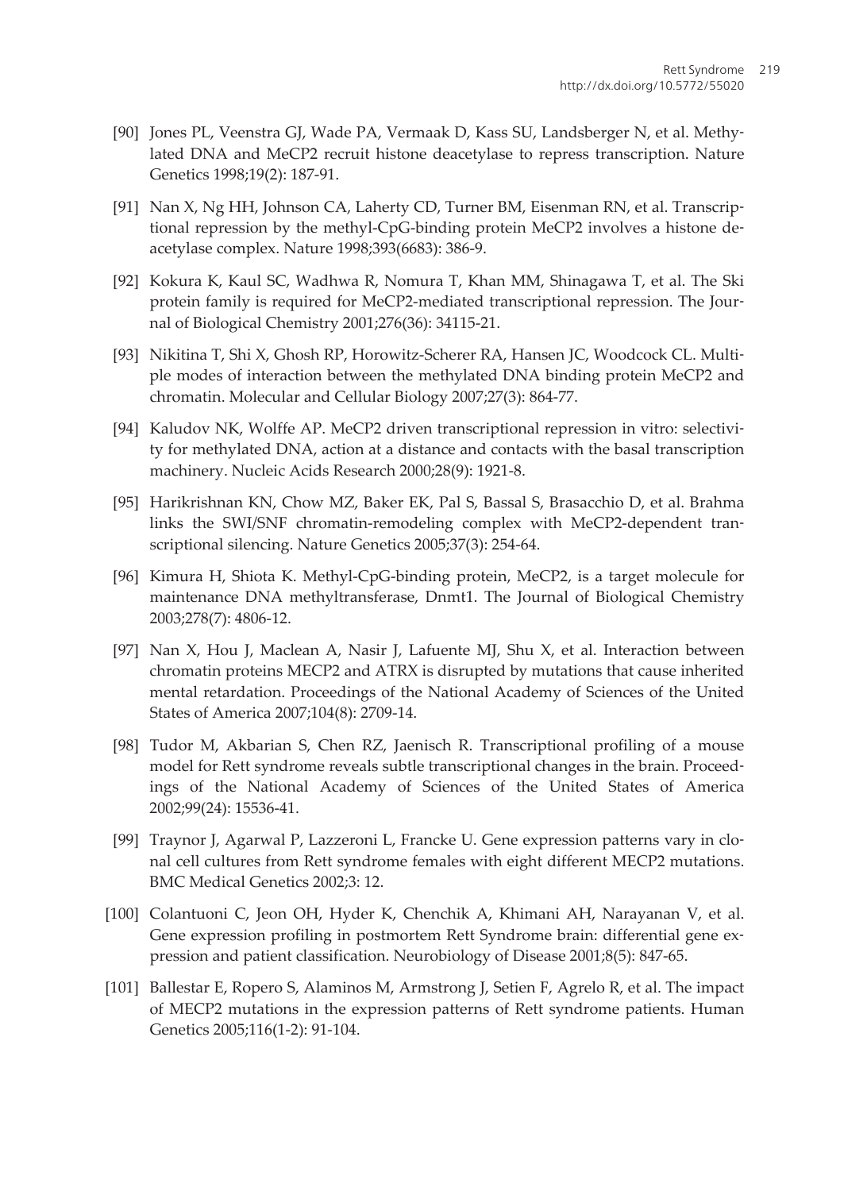[90] Jones PL, Veenstra GJ, Wade PA, Vermaak D, Kass SU, Landsberger N, et al. Methylated DNA and MeCP2 recruit histone deacetylase to repress transcription. Nature Genetics 1998;19(2): 187-91.

[91] Nan X, Ng HH, Johnson CA, Laherty CD, Turner BM, Eisenman RN, et al. Transcriptional repression by the methyl-CpG-binding protein MeCP2 involves a histone deacetylase complex. Nature 1998;393(6683): 386-9.

[92] Kokura K, Kaul SC, Wadhwa R, Nomura T, Khan MM, Shinagawa T, et al. The Ski protein family is required for MeCP2-mediated transcriptional repression. The Journal of Biological Chemistry 2001;276(36): 34115-21.

[93] Nikitina T, Shi X, Ghosh RP, Horowitz-Scherer RA, Hansen JC, Woodcock CL. Multiple modes of interaction between the methylated DNA binding protein MeCP2 and chromatin. Molecular and Cellular Biology 2007;27(3): 864-77.

[94] Kaludov NK, Wolffe AP. MeCP2 driven transcriptional repression in vitro: selectivity for methylated DNA, action at a distance and contacts with the basal transcription machinery. Nucleic Acids Research 2000;28(9): 1921-8.

[95] Harikrishnan KN, Chow MZ, Baker EK, Pal S, Bassal S, Brasacchio D, et al. Brahma links the SWI/SNF chromatin-remodeling complex with MeCP2-dependent transcriptional silencing. Nature Genetics 2005;37(3): 254-64.

[96] Kimura H, Shiota K. Methyl-CpG-binding protein, MeCP2, is a target molecule for maintenance DNA methyltransferase, Dnmt1. The Journal of Biological Chemistry 2003;278(7): 4806-12.

[97] Nan X, Hou J, Maclean A, Nasir J, Lafuente MJ, Shu X, et al. Interaction between chromatin proteins MECP2 and ATRX is disrupted by mutations that cause inherited mental retardation. Proceedings of the National Academy of Sciences of the United States of America 2007;104(8): 2709-14.

[98] Tudor M, Akbarian S, Chen RZ, Jaenisch R. Transcriptional profiling of a mouse model for Rett syndrome reveals subtle transcriptional changes in the brain. Proceedings of the National Academy of Sciences of the United States of America 2002;99(24): 15536-41.

[99] Traynor J, Agarwal P, Lazzeroni L, Francke U. Gene expression patterns vary in clonal cell cultures from Rett syndrome females with eight different MECP2 mutations. BMC Medical Genetics 2002;3: 12.

[100] Colantuoni C, Jeon OH, Hyder K, Chenchik A, Khimani AH, Narayanan V, et al. Gene expression profiling in postmortem Rett Syndrome brain: differential gene expression and patient classification. Neurobiology of Disease 2001;8(5): 847-65.

[101] Ballestar E, Ropero S, Alaminos M, Armstrong J, Setien F, Agrelo R, et al. The impact of MECP2 mutations in the expression patterns of Rett syndrome patients. Human Genetics 2005;116(1-2): 91-104.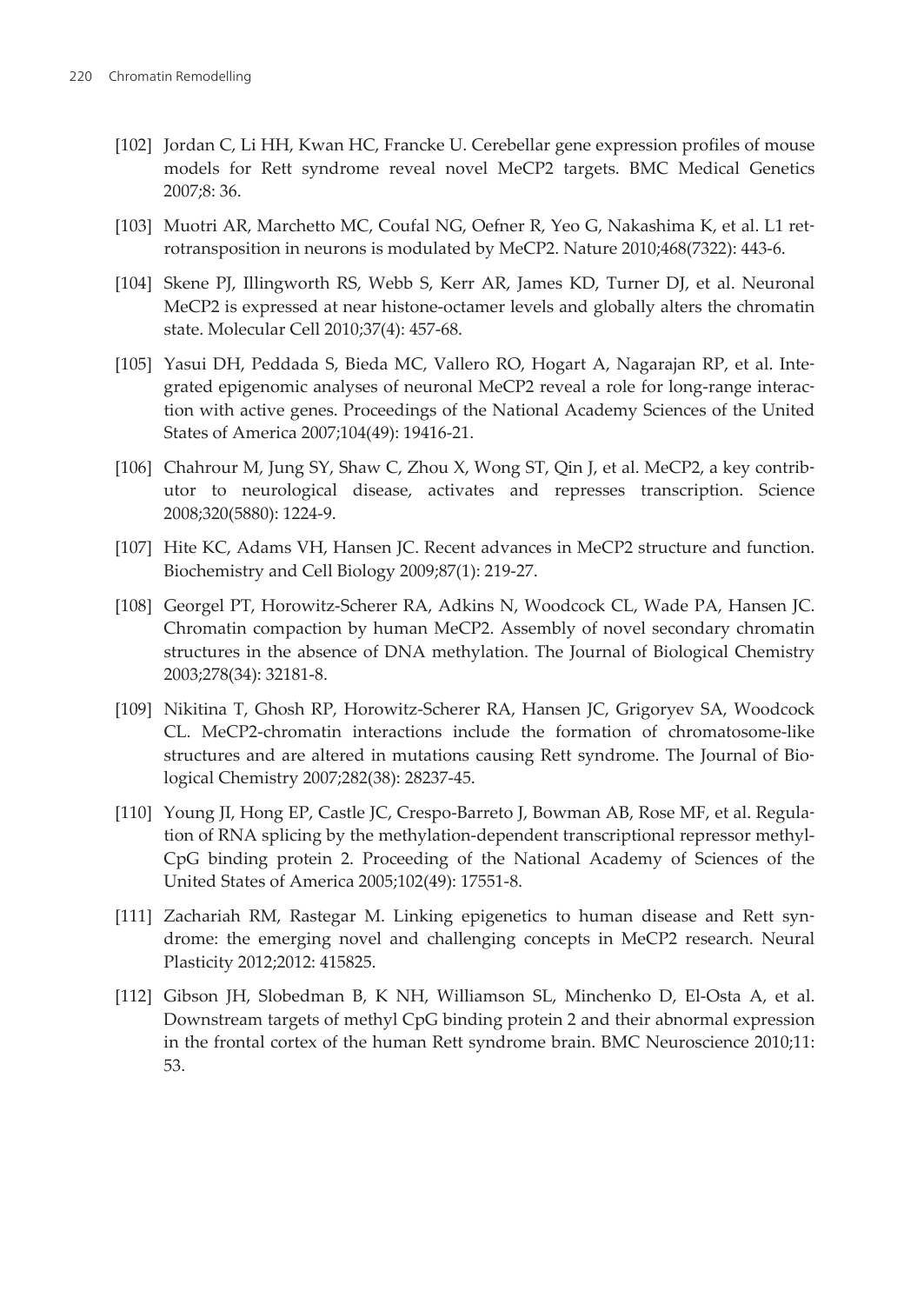[102] Jordan C, Li HH, Kwan HC, Francke U. Cerebellar gene expression profiles of mouse models for Rett syndrome reveal novel MeCP2 targets. BMC Medical Genetics 2007;8: 36.

[103] Muotri AR, Marchetto MC, Coufal NG, Oefner R, Yeo G, Nakashima K, et al. L1 retrotransposition in neurons is modulated by MeCP2. Nature 2010;468(7322): 443-6.

[104] Skene PJ, Illingworth RS, Webb S, Kerr AR, James KD, Turner DJ, et al. Neuronal MeCP2 is expressed at near histone-octamer levels and globally alters the chromatin state. Molecular Cell 2010;37(4): 457-68.

[105] Yasui DH, Peddada S, Bieda MC, Vallero RO, Hogart A, Nagarajan RP, et al. Integrated epigenomic analyses of neuronal MeCP2 reveal a role for long-range interaction with active genes. Proceedings of the National Academy Sciences of the United States of America 2007;104(49): 19416-21.

[106] Chahrour M, Jung SY, Shaw C, Zhou X, Wong ST, Qin J, et al. MeCP2, a key contributor to neurological disease, activates and represses transcription. Science 2008;320(5880): 1224-9.

[107] Hite KC, Adams VH, Hansen JC. Recent advances in MeCP2 structure and function. Biochemistry and Cell Biology 2009;87(1): 219-27.

[108] Georgel PT, Horowitz-Scherer RA, Adkins N, Woodcock CL, Wade PA, Hansen JC. Chromatin compaction by human MeCP2. Assembly of novel secondary chromatin structures in the absence of DNA methylation. The Journal of Biological Chemistry 2003;278(34): 32181-8.

[109] Nikitina T, Ghosh RP, Horowitz-Scherer RA, Hansen JC, Grigoryev SA, Woodcock CL. MeCP2-chromatin interactions include the formation of chromatosome-like structures and are altered in mutations causing Rett syndrome. The Journal of Biological Chemistry 2007;282(38): 28237-45.

[110] Young JI, Hong EP, Castle JC, Crespo-Barreto J, Bowman AB, Rose MF, et al. Regulation of RNA splicing by the methylation-dependent transcriptional repressor methyl-CpG binding protein 2. Proceeding of the National Academy of Sciences of the United States of America 2005;102(49): 17551-8.

[111] Zachariah RM, Rastegar M. Linking epigenetics to human disease and Rett syndrome: the emerging novel and challenging concepts in MeCP2 research. Neural Plasticity 2012;2012: 415825.

[112] Gibson JH, Slobedman B, K NH, Williamson SL, Minchenko D, El-Osta A, et al. Downstream targets of methyl CpG binding protein 2 and their abnormal expression in the frontal cortex of the human Rett syndrome brain. BMC Neuroscience 2010;11: 53.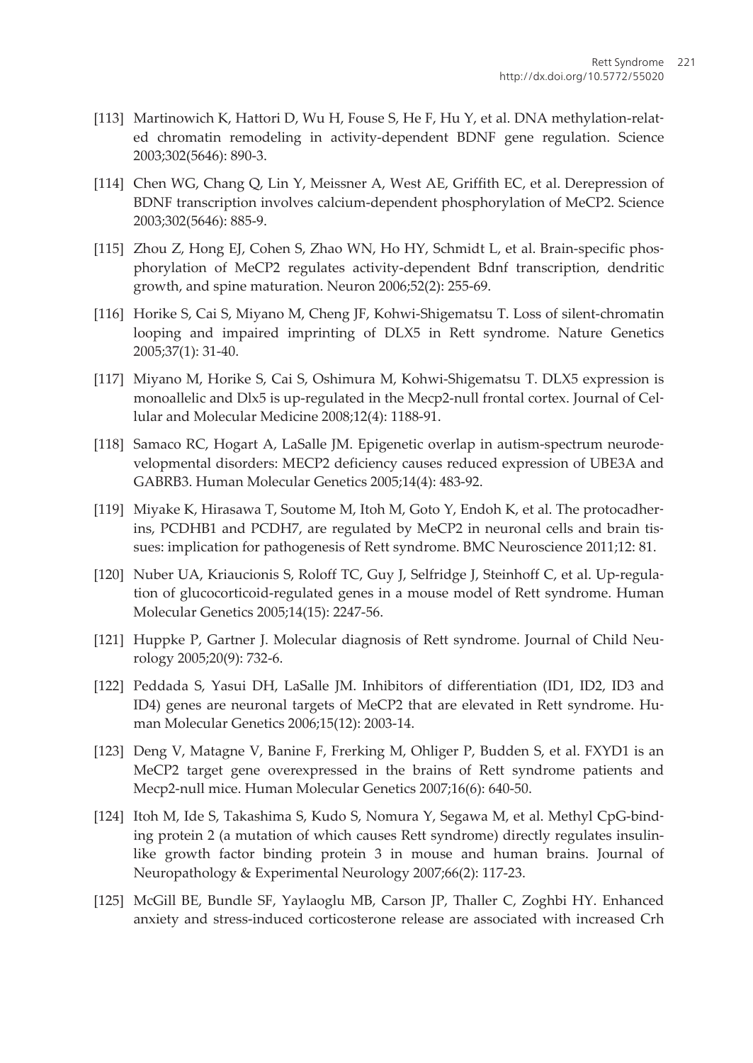[113] Martinowich K, Hattori D, Wu H, Fouse S, He F, Hu Y, et al. DNA methylation-related chromatin remodeling in activity-dependent BDNF gene regulation. Science 2003;302(5646): 890-3.

[114] Chen WG, Chang Q, Lin Y, Meissner A, West AE, Griffith EC, et al. Derepression of BDNF transcription involves calcium-dependent phosphorylation of MeCP2. Science 2003;302(5646): 885-9.

[115] Zhou Z, Hong EJ, Cohen S, Zhao WN, Ho HY, Schmidt L, et al. Brain-specific phosphorylation of MeCP2 regulates activity-dependent Bdnf transcription, dendritic growth, and spine maturation. Neuron 2006;52(2): 255-69.

[116] Horike S, Cai S, Miyano M, Cheng JF, Kohwi-Shigematsu T. Loss of silent-chromatin looping and impaired imprinting of DLX5 in Rett syndrome. Nature Genetics 2005;37(1): 31-40.

[117] Miyano M, Horike S, Cai S, Oshimura M, Kohwi-Shigematsu T. DLX5 expression is monoallelic and Dlx5 is up-regulated in the Mecp2-null frontal cortex. Journal of Cellular and Molecular Medicine 2008;12(4): 1188-91.

[118] Samaco RC, Hogart A, LaSalle JM. Epigenetic overlap in autism-spectrum neurodevelopmental disorders: MECP2 deficiency causes reduced expression of UBE3A and GABRB3. Human Molecular Genetics 2005;14(4): 483-92.

[119] Miyake K, Hirasawa T, Soutome M, Itoh M, Goto Y, Endoh K, et al. The protocadherins, PCDHB1 and PCDH7, are regulated by MeCP2 in neuronal cells and brain tissues: implication for pathogenesis of Rett syndrome. BMC Neuroscience 2011;12: 81.

[120] Nuber UA, Kriaucionis S, Roloff TC, Guy J, Selfridge J, Steinhoff C, et al. Up-regulation of glucocorticoid-regulated genes in a mouse model of Rett syndrome. Human Molecular Genetics 2005;14(15): 2247-56.

[121] Huppke P, Gartner J. Molecular diagnosis of Rett syndrome. Journal of Child Neurology 2005;20(9): 732-6.

[122] Peddada S, Yasui DH, LaSalle JM. Inhibitors of differentiation (ID1, ID2, ID3 and ID4) genes are neuronal targets of MeCP2 that are elevated in Rett syndrome. Human Molecular Genetics 2006;15(12): 2003-14.

[123] Deng V, Matagne V, Banine F, Frerking M, Ohliger P, Budden S, et al. FXYD1 is an MeCP2 target gene overexpressed in the brains of Rett syndrome patients and Mecp2-null mice. Human Molecular Genetics 2007;16(6): 640-50.

[124] Itoh M, Ide S, Takashima S, Kudo S, Nomura Y, Segawa M, et al. Methyl CpG-binding protein 2 (a mutation of which causes Rett syndrome) directly regulates insulin-like growth factor binding protein 3 in mouse and human brains. Journal of Neuropathology & Experimental Neurology 2007;66(2): 117-23.

[125] McGill BE, Bundle SF, Yaylaoglu MB, Carson JP, Thaller C, Zoghbi HY. Enhanced anxiety and stress-induced corticosterone release are associated with increased Crh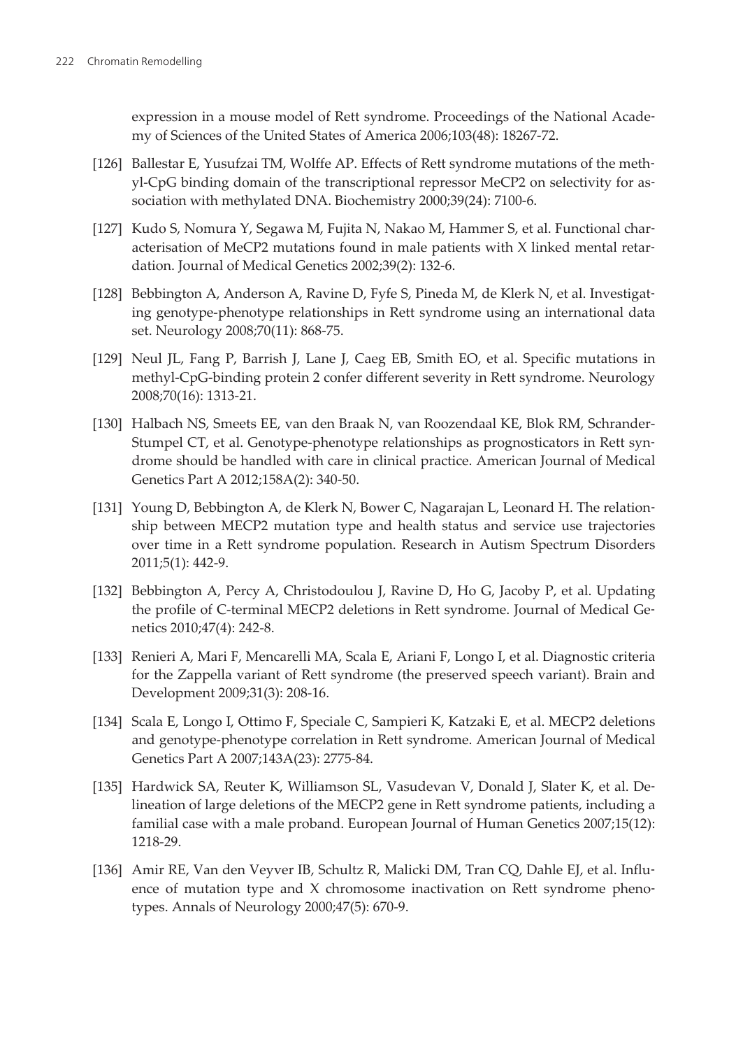expression in a mouse model of Rett syndrome. Proceedings of the National Academy of Sciences of the United States of America 2006;103(48): 18267-72.

[126] Ballestar E, Yusufzai TM, Wolffe AP. Effects of Rett syndrome mutations of the methyl-CpG binding domain of the transcriptional repressor MeCP2 on selectivity for association with methylated DNA. Biochemistry 2000;39(24): 7100-6.

[127] Kudo S, Nomura Y, Segawa M, Fujita N, Nakao M, Hammer S, et al. Functional characterisation of MeCP2 mutations found in male patients with X linked mental retardation. Journal of Medical Genetics 2002;39(2): 132-6.

[128] Bebbington A, Anderson A, Ravine D, Fyfe S, Pineda M, de Klerk N, et al. Investigating genotype-phenotype relationships in Rett syndrome using an international data set. Neurology 2008;70(11): 868-75.

[129] Neul JL, Fang P, Barrish J, Lane J, Caeg EB, Smith EO, et al. Specific mutations in methyl-CpG-binding protein 2 confer different severity in Rett syndrome. Neurology 2008;70(16): 1313-21.

[130] Halbach NS, Smeets EE, van den Braak N, van Roozendaal KE, Blok RM, Schrander-Stumpel CT, et al. Genotype-phenotype relationships as prognosticators in Rett syndrome should be handled with care in clinical practice. American Journal of Medical Genetics Part A 2012;158A(2): 340-50.

[131] Young D, Bebbington A, de Klerk N, Bower C, Nagarajan L, Leonard H. The relationship between MECP2 mutation type and health status and service use trajectories over time in a Rett syndrome population. Research in Autism Spectrum Disorders 2011;5(1): 442-9.

[132] Bebbington A, Percy A, Christodoulou J, Ravine D, Ho G, Jacoby P, et al. Updating the profile of C-terminal MECP2 deletions in Rett syndrome. Journal of Medical Genetics 2010;47(4): 242-8.

[133] Renieri A, Mari F, Mencarelli MA, Scala E, Ariani F, Longo I, et al. Diagnostic criteria for the Zappella variant of Rett syndrome (the preserved speech variant). Brain and Development 2009;31(3): 208-16.

[134] Scala E, Longo I, Ottimo F, Speciale C, Sampieri K, Katzaki E, et al. MECP2 deletions and genotype-phenotype correlation in Rett syndrome. American Journal of Medical Genetics Part A 2007;143A(23): 2775-84.

[135] Hardwick SA, Reuter K, Williamson SL, Vasudevan V, Donald J, Slater K, et al. Delineation of large deletions of the MECP2 gene in Rett syndrome patients, including a familial case with a male proband. European Journal of Human Genetics 2007;15(12): 1218-29.

[136] Amir RE, Van den Veyver IB, Schultz R, Malicki DM, Tran CQ, Dahle EJ, et al. Influence of mutation type and X chromosome inactivation on Rett syndrome phenotypes. Annals of Neurology 2000;47(5): 670-9.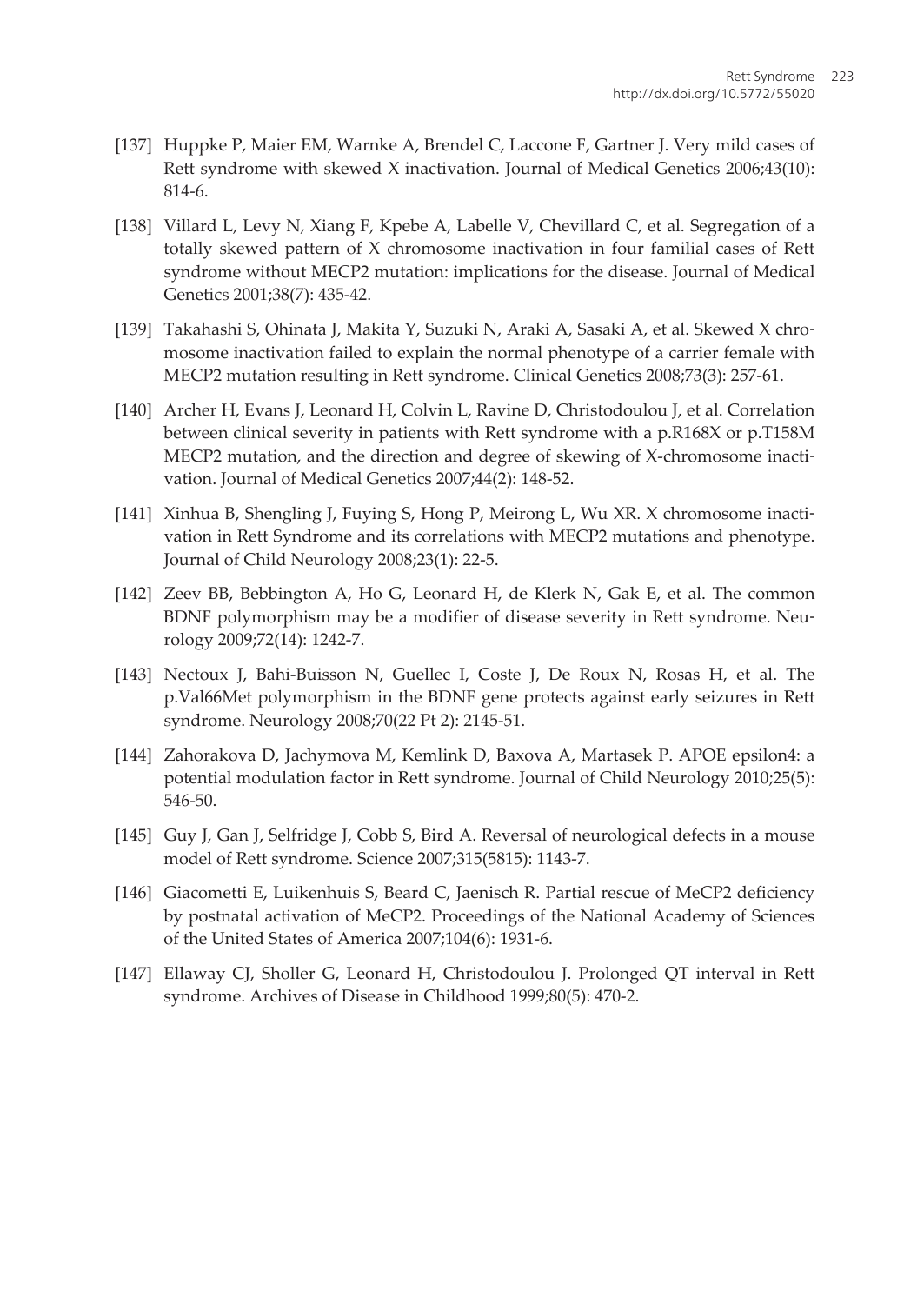[137] Huppke P, Maier EM, Warnke A, Brendel C, Laccone F, Gartner J. Very mild cases of Rett syndrome with skewed X inactivation. Journal of Medical Genetics 2006;43(10): 814-6.

[138] Villard L, Levy N, Xiang F, Kpebe A, Labelle V, Chevillard C, et al. Segregation of a totally skewed pattern of X chromosome inactivation in four familial cases of Rett syndrome without MECP2 mutation: implications for the disease. Journal of Medical Genetics 2001;38(7): 435-42.

[139] Takahashi S, Ohinata J, Makita Y, Suzuki N, Araki A, Sasaki A, et al. Skewed X chromosome inactivation failed to explain the normal phenotype of a carrier female with MECP2 mutation resulting in Rett syndrome. Clinical Genetics 2008;73(3): 257-61.

[140] Archer H, Evans J, Leonard H, Colvin L, Ravine D, Christodoulou J, et al. Correlation between clinical severity in patients with Rett syndrome with a p.R168X or p.T158M MECP2 mutation, and the direction and degree of skewing of X-chromosome inactivation. Journal of Medical Genetics 2007;44(2): 148-52.

[141] Xinhua B, Shengling J, Fuying S, Hong P, Meirong L, Wu XR. X chromosome inactivation in Rett Syndrome and its correlations with MECP2 mutations and phenotype. Journal of Child Neurology 2008;23(1): 22-5.

[142] Zeev BB, Bebbington A, Ho G, Leonard H, de Klerk N, Gak E, et al. The common BDNF polymorphism may be a modifier of disease severity in Rett syndrome. Neurology 2009;72(14): 1242-7.

[143] Nectoux J, Bahi-Buisson N, Guellec I, Coste J, De Roux N, Rosas H, et al. The p.Val66Met polymorphism in the BDNF gene protects against early seizures in Rett syndrome. Neurology 2008;70(22 Pt 2): 2145-51.

[144] Zahorakova D, Jachymova M, Kemlink D, Baxova A, Martasek P. APOE epsilon4: a potential modulation factor in Rett syndrome. Journal of Child Neurology 2010;25(5): 546-50.

[145] Guy J, Gan J, Selfridge J, Cobb S, Bird A. Reversal of neurological defects in a mouse model of Rett syndrome. Science 2007;315(5815): 1143-7.

[146] Giacometti E, Luikenhuis S, Beard C, Jaenisch R. Partial rescue of MeCP2 deficiency by postnatal activation of MeCP2. Proceedings of the National Academy of Sciences of the United States of America 2007;104(6): 1931-6.

[147] Ellaway CJ, Sholler G, Leonard H, Christodoulou J. Prolonged QT interval in Rett syndrome. Archives of Disease in Childhood 1999;80(5): 470-2.